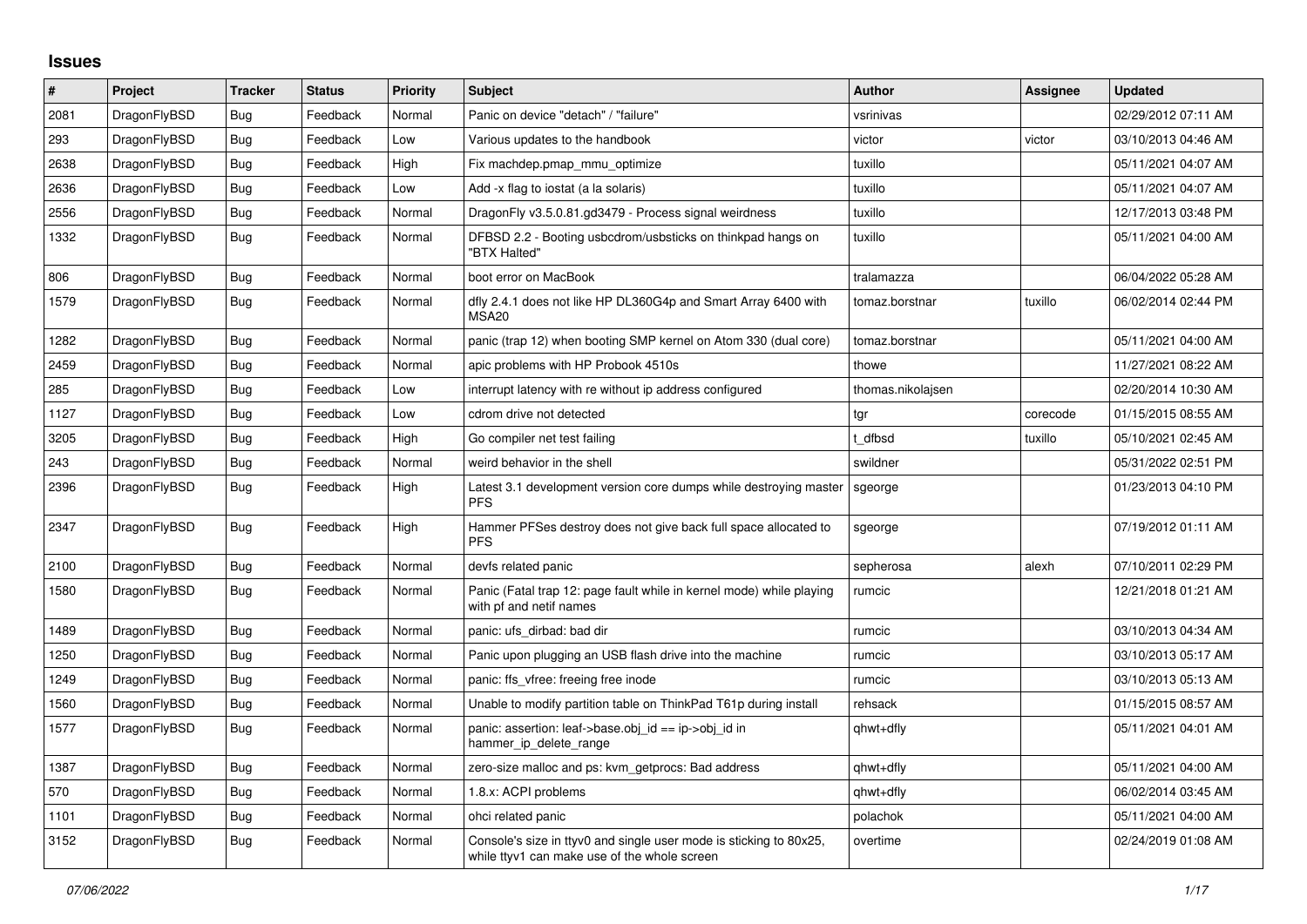# Issues

| # | Project | Tracker | Status | Priority | Subject | Author | Assignee | Updated |
|---|---|---|---|---|---|---|---|---|
| 2081 | DragonFlyBSD | Bug | Feedback | Normal | Panic on device "detach" / "failure" | vsrinivas | | 02/29/2012 07:11 AM |
| 293 | DragonFlyBSD | Bug | Feedback | Low | Various updates to the handbook | victor | victor | 03/10/2013 04:46 AM |
| 2638 | DragonFlyBSD | Bug | Feedback | High | Fix machdep.pmap_mmu_optimize | tuxillo | | 05/11/2021 04:07 AM |
| 2636 | DragonFlyBSD | Bug | Feedback | Low | Add -x flag to iostat (a la solaris) | tuxillo | | 05/11/2021 04:07 AM |
| 2556 | DragonFlyBSD | Bug | Feedback | Normal | DragonFly v3.5.0.81.gd3479 - Process signal weirdness | tuxillo | | 12/17/2013 03:48 PM |
| 1332 | DragonFlyBSD | Bug | Feedback | Normal | DFBSD 2.2 - Booting usbcdrom/usbsticks on thinkpad hangs on "BTX Halted" | tuxillo | | 05/11/2021 04:00 AM |
| 806 | DragonFlyBSD | Bug | Feedback | Normal | boot error on MacBook | tralamazza | | 06/04/2022 05:28 AM |
| 1579 | DragonFlyBSD | Bug | Feedback | Normal | dfly 2.4.1 does not like HP DL360G4p and Smart Array 6400 with MSA20 | tomaz.borstnar | tuxillo | 06/02/2014 02:44 PM |
| 1282 | DragonFlyBSD | Bug | Feedback | Normal | panic (trap 12) when booting SMP kernel on Atom 330 (dual core) | tomaz.borstnar | | 05/11/2021 04:00 AM |
| 2459 | DragonFlyBSD | Bug | Feedback | Normal | apic problems with HP Probook 4510s | thowe | | 11/27/2021 08:22 AM |
| 285 | DragonFlyBSD | Bug | Feedback | Low | interrupt latency with re without ip address configured | thomas.nikolajsen | | 02/20/2014 10:30 AM |
| 1127 | DragonFlyBSD | Bug | Feedback | Low | cdrom drive not detected | tgr | corecode | 01/15/2015 08:55 AM |
| 3205 | DragonFlyBSD | Bug | Feedback | High | Go compiler net test failing | t_dfbsd | tuxillo | 05/10/2021 02:45 AM |
| 243 | DragonFlyBSD | Bug | Feedback | Normal | weird behavior in the shell | swildner | | 05/31/2022 02:51 PM |
| 2396 | DragonFlyBSD | Bug | Feedback | High | Latest 3.1 development version core dumps while destroying master PFS | sgeorge | | 01/23/2013 04:10 PM |
| 2347 | DragonFlyBSD | Bug | Feedback | High | Hammer PFSes destroy does not give back full space allocated to PFS | sgeorge | | 07/19/2012 01:11 AM |
| 2100 | DragonFlyBSD | Bug | Feedback | Normal | devfs related panic | sepherosa | alexh | 07/10/2011 02:29 PM |
| 1580 | DragonFlyBSD | Bug | Feedback | Normal | Panic (Fatal trap 12: page fault while in kernel mode) while playing with pf and netif names | rumcic | | 12/21/2018 01:21 AM |
| 1489 | DragonFlyBSD | Bug | Feedback | Normal | panic: ufs_dirbad: bad dir | rumcic | | 03/10/2013 04:34 AM |
| 1250 | DragonFlyBSD | Bug | Feedback | Normal | Panic upon plugging an USB flash drive into the machine | rumcic | | 03/10/2013 05:17 AM |
| 1249 | DragonFlyBSD | Bug | Feedback | Normal | panic: ffs_vfree: freeing free inode | rumcic | | 03/10/2013 05:13 AM |
| 1560 | DragonFlyBSD | Bug | Feedback | Normal | Unable to modify partition table on ThinkPad T61p during install | rehsack | | 01/15/2015 08:57 AM |
| 1577 | DragonFlyBSD | Bug | Feedback | Normal | panic: assertion: leaf->base.obj_id == ip->obj_id in hammer_ip_delete_range | qhwt+dfly | | 05/11/2021 04:01 AM |
| 1387 | DragonFlyBSD | Bug | Feedback | Normal | zero-size malloc and ps: kvm_getprocs: Bad address | qhwt+dfly | | 05/11/2021 04:00 AM |
| 570 | DragonFlyBSD | Bug | Feedback | Normal | 1.8.x: ACPI problems | qhwt+dfly | | 06/02/2014 03:45 AM |
| 1101 | DragonFlyBSD | Bug | Feedback | Normal | ohci related panic | polachok | | 05/11/2021 04:00 AM |
| 3152 | DragonFlyBSD | Bug | Feedback | Normal | Console's size in ttyv0 and single user mode is sticking to 80x25, while ttyv1 can make use of the whole screen | overtime | | 02/24/2019 01:08 AM |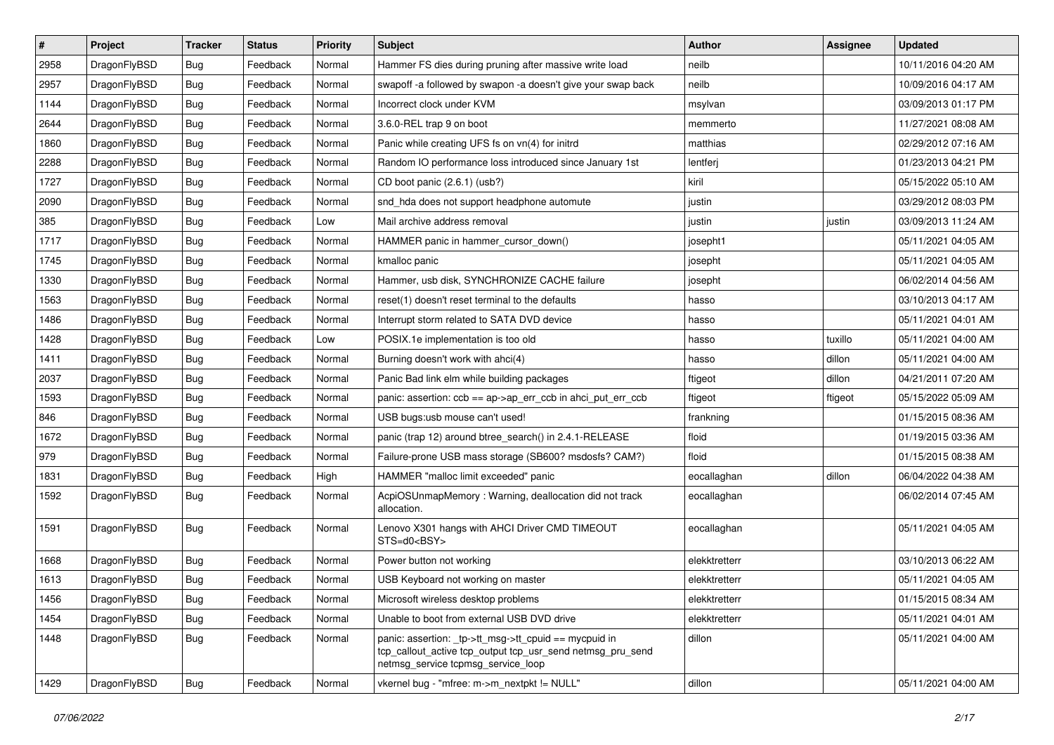| # | Project | Tracker | Status | Priority | Subject | Author | Assignee | Updated |
|---|---|---|---|---|---|---|---|---|
| 2958 | DragonFlyBSD | Bug | Feedback | Normal | Hammer FS dies during pruning after massive write load | neilb | | 10/11/2016 04:20 AM |
| 2957 | DragonFlyBSD | Bug | Feedback | Normal | swapoff -a followed by swapon -a doesn't give your swap back | neilb | | 10/09/2016 04:17 AM |
| 1144 | DragonFlyBSD | Bug | Feedback | Normal | Incorrect clock under KVM | msylvan | | 03/09/2013 01:17 PM |
| 2644 | DragonFlyBSD | Bug | Feedback | Normal | 3.6.0-REL trap 9 on boot | memmerto | | 11/27/2021 08:08 AM |
| 1860 | DragonFlyBSD | Bug | Feedback | Normal | Panic while creating UFS fs on vn(4) for initrd | matthias | | 02/29/2012 07:16 AM |
| 2288 | DragonFlyBSD | Bug | Feedback | Normal | Random IO performance loss introduced since January 1st | lentferj | | 01/23/2013 04:21 PM |
| 1727 | DragonFlyBSD | Bug | Feedback | Normal | CD boot panic (2.6.1) (usb?) | kiril | | 05/15/2022 05:10 AM |
| 2090 | DragonFlyBSD | Bug | Feedback | Normal | snd_hda does not support headphone automute | justin | | 03/29/2012 08:03 PM |
| 385 | DragonFlyBSD | Bug | Feedback | Low | Mail archive address removal | justin | justin | 03/09/2013 11:24 AM |
| 1717 | DragonFlyBSD | Bug | Feedback | Normal | HAMMER panic in hammer_cursor_down() | josepht1 | | 05/11/2021 04:05 AM |
| 1745 | DragonFlyBSD | Bug | Feedback | Normal | kmalloc panic | josepht | | 05/11/2021 04:05 AM |
| 1330 | DragonFlyBSD | Bug | Feedback | Normal | Hammer, usb disk, SYNCHRONIZE CACHE failure | josepht | | 06/02/2014 04:56 AM |
| 1563 | DragonFlyBSD | Bug | Feedback | Normal | reset(1) doesn't reset terminal to the defaults | hasso | | 03/10/2013 04:17 AM |
| 1486 | DragonFlyBSD | Bug | Feedback | Normal | Interrupt storm related to SATA DVD device | hasso | | 05/11/2021 04:01 AM |
| 1428 | DragonFlyBSD | Bug | Feedback | Low | POSIX.1e implementation is too old | hasso | tuxillo | 05/11/2021 04:00 AM |
| 1411 | DragonFlyBSD | Bug | Feedback | Normal | Burning doesn't work with ahci(4) | hasso | dillon | 05/11/2021 04:00 AM |
| 2037 | DragonFlyBSD | Bug | Feedback | Normal | Panic Bad link elm while building packages | ftigeot | dillon | 04/21/2011 07:20 AM |
| 1593 | DragonFlyBSD | Bug | Feedback | Normal | panic: assertion: ccb == ap->ap_err_ccb in ahci_put_err_ccb | ftigeot | ftigeot | 05/15/2022 05:09 AM |
| 846 | DragonFlyBSD | Bug | Feedback | Normal | USB bugs:usb mouse can't used! | frankning | | 01/15/2015 08:36 AM |
| 1672 | DragonFlyBSD | Bug | Feedback | Normal | panic (trap 12) around btree_search() in 2.4.1-RELEASE | floid | | 01/19/2015 03:36 AM |
| 979 | DragonFlyBSD | Bug | Feedback | Normal | Failure-prone USB mass storage (SB600? msdosfs? CAM?) | floid | | 01/15/2015 08:38 AM |
| 1831 | DragonFlyBSD | Bug | Feedback | High | HAMMER "malloc limit exceeded" panic | eocallaghan | dillon | 06/04/2022 04:38 AM |
| 1592 | DragonFlyBSD | Bug | Feedback | Normal | AcpiOSUnmapMemory : Warning, deallocation did not track allocation. | eocallaghan | | 06/02/2014 07:45 AM |
| 1591 | DragonFlyBSD | Bug | Feedback | Normal | Lenovo X301 hangs with AHCI Driver CMD TIMEOUT STS=d0<BSY> | eocallaghan | | 05/11/2021 04:05 AM |
| 1668 | DragonFlyBSD | Bug | Feedback | Normal | Power button not working | elekktretterr | | 03/10/2013 06:22 AM |
| 1613 | DragonFlyBSD | Bug | Feedback | Normal | USB Keyboard not working on master | elekktretterr | | 05/11/2021 04:05 AM |
| 1456 | DragonFlyBSD | Bug | Feedback | Normal | Microsoft wireless desktop problems | elekktretterr | | 01/15/2015 08:34 AM |
| 1454 | DragonFlyBSD | Bug | Feedback | Normal | Unable to boot from external USB DVD drive | elekktretterr | | 05/11/2021 04:01 AM |
| 1448 | DragonFlyBSD | Bug | Feedback | Normal | panic: assertion: _tp->tt_msg->tt_cpuid == mycpuid in tcp_callout_active tcp_output tcp_usr_send netmsg_pru_send netmsg_service tcpmsg_service_loop | dillon | | 05/11/2021 04:00 AM |
| 1429 | DragonFlyBSD | Bug | Feedback | Normal | vkernel bug - "mfree: m->m_nextpkt != NULL" | dillon | | 05/11/2021 04:00 AM |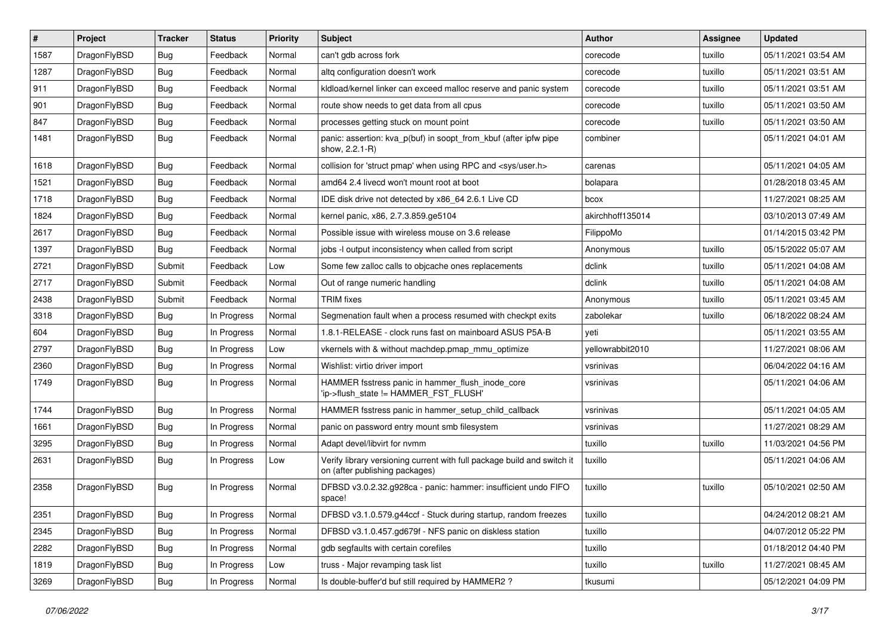| # | Project | Tracker | Status | Priority | Subject | Author | Assignee | Updated |
| --- | --- | --- | --- | --- | --- | --- | --- | --- |
| 1587 | DragonFlyBSD | Bug | Feedback | Normal | can't gdb across fork | corecode | tuxillo | 05/11/2021 03:54 AM |
| 1287 | DragonFlyBSD | Bug | Feedback | Normal | altq configuration doesn't work | corecode | tuxillo | 05/11/2021 03:51 AM |
| 911 | DragonFlyBSD | Bug | Feedback | Normal | kldload/kernel linker can exceed malloc reserve and panic system | corecode | tuxillo | 05/11/2021 03:51 AM |
| 901 | DragonFlyBSD | Bug | Feedback | Normal | route show needs to get data from all cpus | corecode | tuxillo | 05/11/2021 03:50 AM |
| 847 | DragonFlyBSD | Bug | Feedback | Normal | processes getting stuck on mount point | corecode | tuxillo | 05/11/2021 03:50 AM |
| 1481 | DragonFlyBSD | Bug | Feedback | Normal | panic: assertion: kva_p(buf) in soopt_from_kbuf (after ipfw pipe show, 2.2.1-R) | combiner | | 05/11/2021 04:01 AM |
| 1618 | DragonFlyBSD | Bug | Feedback | Normal | collision for 'struct pmap' when using RPC and <sys/user.h> | carenas | | 05/11/2021 04:05 AM |
| 1521 | DragonFlyBSD | Bug | Feedback | Normal | amd64 2.4 livecd won't mount root at boot | bolapara | | 01/28/2018 03:45 AM |
| 1718 | DragonFlyBSD | Bug | Feedback | Normal | IDE disk drive not detected by x86_64 2.6.1 Live CD | bcox | | 11/27/2021 08:25 AM |
| 1824 | DragonFlyBSD | Bug | Feedback | Normal | kernel panic, x86, 2.7.3.859.ge5104 | akirchhoff135014 | | 03/10/2013 07:49 AM |
| 2617 | DragonFlyBSD | Bug | Feedback | Normal | Possible issue with wireless mouse on 3.6 release | FilippoMo | | 01/14/2015 03:42 PM |
| 1397 | DragonFlyBSD | Bug | Feedback | Normal | jobs -l output inconsistency when called from script | Anonymous | tuxillo | 05/15/2022 05:07 AM |
| 2721 | DragonFlyBSD | Submit | Feedback | Low | Some few zalloc calls to objcache ones replacements | dclink | tuxillo | 05/11/2021 04:08 AM |
| 2717 | DragonFlyBSD | Submit | Feedback | Normal | Out of range numeric handling | dclink | tuxillo | 05/11/2021 04:08 AM |
| 2438 | DragonFlyBSD | Submit | Feedback | Normal | TRIM fixes | Anonymous | tuxillo | 05/11/2021 03:45 AM |
| 3318 | DragonFlyBSD | Bug | In Progress | Normal | Segmenation fault when a process resumed with checkpt exits | zabolekar | tuxillo | 06/18/2022 08:24 AM |
| 604 | DragonFlyBSD | Bug | In Progress | Normal | 1.8.1-RELEASE - clock runs fast on mainboard ASUS P5A-B | yeti | | 05/11/2021 03:55 AM |
| 2797 | DragonFlyBSD | Bug | In Progress | Low | vkernels with & without machdep.pmap_mmu_optimize | yellowrabbit2010 | | 11/27/2021 08:06 AM |
| 2360 | DragonFlyBSD | Bug | In Progress | Normal | Wishlist: virtio driver import | vsrinivas | | 06/04/2022 04:16 AM |
| 1749 | DragonFlyBSD | Bug | In Progress | Normal | HAMMER fsstress panic in hammer_flush_inode_core 'ip->flush_state != HAMMER_FST_FLUSH' | vsrinivas | | 05/11/2021 04:06 AM |
| 1744 | DragonFlyBSD | Bug | In Progress | Normal | HAMMER fsstress panic in hammer_setup_child_callback | vsrinivas | | 05/11/2021 04:05 AM |
| 1661 | DragonFlyBSD | Bug | In Progress | Normal | panic on password entry mount smb filesystem | vsrinivas | | 11/27/2021 08:29 AM |
| 3295 | DragonFlyBSD | Bug | In Progress | Normal | Adapt devel/libvirt for nvmm | tuxillo | tuxillo | 11/03/2021 04:56 PM |
| 2631 | DragonFlyBSD | Bug | In Progress | Low | Verify library versioning current with full package build and switch it on (after publishing packages) | tuxillo | | 05/11/2021 04:06 AM |
| 2358 | DragonFlyBSD | Bug | In Progress | Normal | DFBSD v3.0.2.32.g928ca - panic: hammer: insufficient undo FIFO space! | tuxillo | tuxillo | 05/10/2021 02:50 AM |
| 2351 | DragonFlyBSD | Bug | In Progress | Normal | DFBSD v3.1.0.579.g44ccf - Stuck during startup, random freezes | tuxillo | | 04/24/2012 08:21 AM |
| 2345 | DragonFlyBSD | Bug | In Progress | Normal | DFBSD v3.1.0.457.gd679f - NFS panic on diskless station | tuxillo | | 04/07/2012 05:22 PM |
| 2282 | DragonFlyBSD | Bug | In Progress | Normal | gdb segfaults with certain corefiles | tuxillo | | 01/18/2012 04:40 PM |
| 1819 | DragonFlyBSD | Bug | In Progress | Low | truss - Major revamping task list | tuxillo | tuxillo | 11/27/2021 08:45 AM |
| 3269 | DragonFlyBSD | Bug | In Progress | Normal | Is double-buffer'd buf still required by HAMMER2 ? | tkusumi | | 05/12/2021 04:09 PM |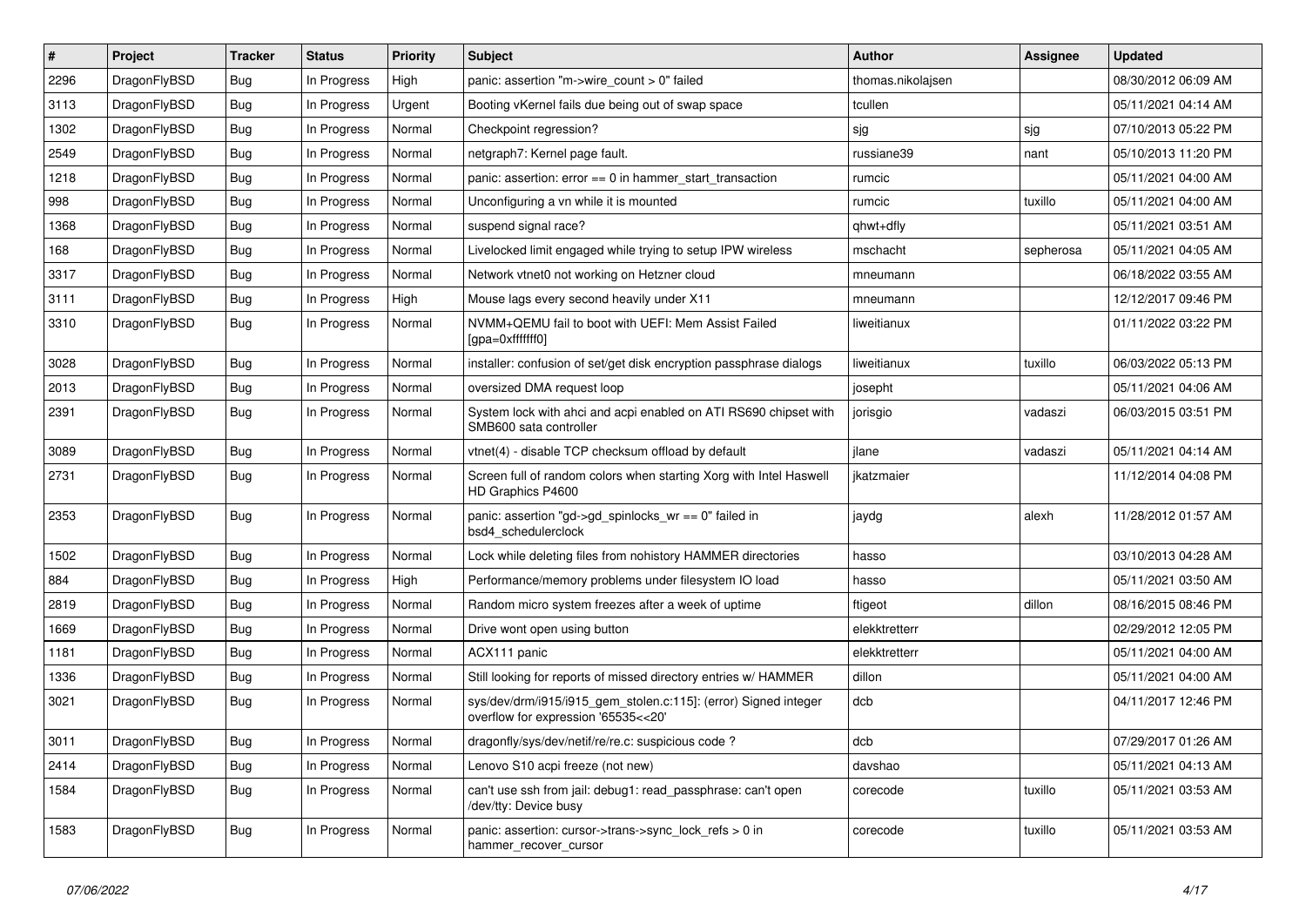| # | Project | Tracker | Status | Priority | Subject | Author | Assignee | Updated |
|---|---|---|---|---|---|---|---|---|
| 2296 | DragonFlyBSD | Bug | In Progress | High | panic: assertion "m->wire_count > 0" failed | thomas.nikolajsen | | 08/30/2012 06:09 AM |
| 3113 | DragonFlyBSD | Bug | In Progress | Urgent | Booting vKernel fails due being out of swap space | tcullen | | 05/11/2021 04:14 AM |
| 1302 | DragonFlyBSD | Bug | In Progress | Normal | Checkpoint regression? | sjg | sjg | 07/10/2013 05:22 PM |
| 2549 | DragonFlyBSD | Bug | In Progress | Normal | netgraph7: Kernel page fault. | russiane39 | nant | 05/10/2013 11:20 PM |
| 1218 | DragonFlyBSD | Bug | In Progress | Normal | panic: assertion: error == 0 in hammer_start_transaction | rumcic | | 05/11/2021 04:00 AM |
| 998 | DragonFlyBSD | Bug | In Progress | Normal | Unconfiguring a vn while it is mounted | rumcic | tuxillo | 05/11/2021 04:00 AM |
| 1368 | DragonFlyBSD | Bug | In Progress | Normal | suspend signal race? | qhwt+dfly | | 05/11/2021 03:51 AM |
| 168 | DragonFlyBSD | Bug | In Progress | Normal | Livelocked limit engaged while trying to setup IPW wireless | mschacht | sepherosa | 05/11/2021 04:05 AM |
| 3317 | DragonFlyBSD | Bug | In Progress | Normal | Network vtnet0 not working on Hetzner cloud | mneumann | | 06/18/2022 03:55 AM |
| 3111 | DragonFlyBSD | Bug | In Progress | High | Mouse lags every second heavily under X11 | mneumann | | 12/12/2017 09:46 PM |
| 3310 | DragonFlyBSD | Bug | In Progress | Normal | NVMM+QEMU fail to boot with UEFI: Mem Assist Failed [gpa=0xfffffff0] | liweitianux | | 01/11/2022 03:22 PM |
| 3028 | DragonFlyBSD | Bug | In Progress | Normal | installer: confusion of set/get disk encryption passphrase dialogs | liweitianux | tuxillo | 06/03/2022 05:13 PM |
| 2013 | DragonFlyBSD | Bug | In Progress | Normal | oversized DMA request loop | josepht | | 05/11/2021 04:06 AM |
| 2391 | DragonFlyBSD | Bug | In Progress | Normal | System lock with ahci and acpi enabled on ATI RS690 chipset with SMB600 sata controller | jorisgio | vadaszi | 06/03/2015 03:51 PM |
| 3089 | DragonFlyBSD | Bug | In Progress | Normal | vtnet(4) - disable TCP checksum offload by default | jlane | vadaszi | 05/11/2021 04:14 AM |
| 2731 | DragonFlyBSD | Bug | In Progress | Normal | Screen full of random colors when starting Xorg with Intel Haswell HD Graphics P4600 | jkatzmaier | | 11/12/2014 04:08 PM |
| 2353 | DragonFlyBSD | Bug | In Progress | Normal | panic: assertion "gd->gd_spinlocks_wr == 0" failed in bsd4_schedulerclock | jaydg | alexh | 11/28/2012 01:57 AM |
| 1502 | DragonFlyBSD | Bug | In Progress | Normal | Lock while deleting files from nohistory HAMMER directories | hasso | | 03/10/2013 04:28 AM |
| 884 | DragonFlyBSD | Bug | In Progress | High | Performance/memory problems under filesystem IO load | hasso | | 05/11/2021 03:50 AM |
| 2819 | DragonFlyBSD | Bug | In Progress | Normal | Random micro system freezes after a week of uptime | ftigeot | dillon | 08/16/2015 08:46 PM |
| 1669 | DragonFlyBSD | Bug | In Progress | Normal | Drive wont open using button | elekktretterr | | 02/29/2012 12:05 PM |
| 1181 | DragonFlyBSD | Bug | In Progress | Normal | ACX111 panic | elekktretterr | | 05/11/2021 04:00 AM |
| 1336 | DragonFlyBSD | Bug | In Progress | Normal | Still looking for reports of missed directory entries w/ HAMMER | dillon | | 05/11/2021 04:00 AM |
| 3021 | DragonFlyBSD | Bug | In Progress | Normal | sys/dev/drm/i915/i915_gem_stolen.c:115]: (error) Signed integer overflow for expression '65535<<20' | dcb | | 04/11/2017 12:46 PM |
| 3011 | DragonFlyBSD | Bug | In Progress | Normal | dragonfly/sys/dev/netif/re/re.c: suspicious code ? | dcb | | 07/29/2017 01:26 AM |
| 2414 | DragonFlyBSD | Bug | In Progress | Normal | Lenovo S10 acpi freeze (not new) | davshao | | 05/11/2021 04:13 AM |
| 1584 | DragonFlyBSD | Bug | In Progress | Normal | can't use ssh from jail: debug1: read_passphrase: can't open /dev/tty: Device busy | corecode | tuxillo | 05/11/2021 03:53 AM |
| 1583 | DragonFlyBSD | Bug | In Progress | Normal | panic: assertion: cursor->trans->sync_lock_refs > 0 in hammer_recover_cursor | corecode | tuxillo | 05/11/2021 03:53 AM |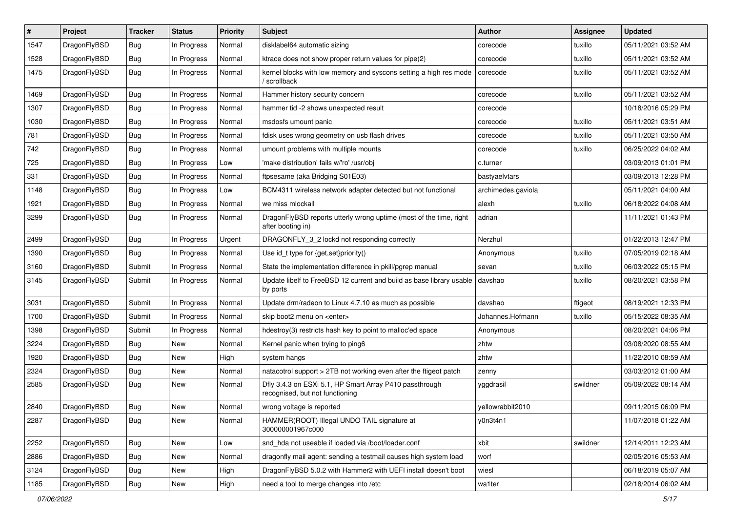| # | Project | Tracker | Status | Priority | Subject | Author | Assignee | Updated |
|---|---|---|---|---|---|---|---|---|
| 1547 | DragonFlyBSD | Bug | In Progress | Normal | disklabel64 automatic sizing | corecode | tuxillo | 05/11/2021 03:52 AM |
| 1528 | DragonFlyBSD | Bug | In Progress | Normal | ktrace does not show proper return values for pipe(2) | corecode | tuxillo | 05/11/2021 03:52 AM |
| 1475 | DragonFlyBSD | Bug | In Progress | Normal | kernel blocks with low memory and syscons setting a high res mode / scrollback | corecode | tuxillo | 05/11/2021 03:52 AM |
| 1469 | DragonFlyBSD | Bug | In Progress | Normal | Hammer history security concern | corecode | tuxillo | 05/11/2021 03:52 AM |
| 1307 | DragonFlyBSD | Bug | In Progress | Normal | hammer tid -2 shows unexpected result | corecode | | 10/18/2016 05:29 PM |
| 1030 | DragonFlyBSD | Bug | In Progress | Normal | msdosfs umount panic | corecode | tuxillo | 05/11/2021 03:51 AM |
| 781 | DragonFlyBSD | Bug | In Progress | Normal | fdisk uses wrong geometry on usb flash drives | corecode | tuxillo | 05/11/2021 03:50 AM |
| 742 | DragonFlyBSD | Bug | In Progress | Normal | umount problems with multiple mounts | corecode | tuxillo | 06/25/2022 04:02 AM |
| 725 | DragonFlyBSD | Bug | In Progress | Low | 'make distribution' fails w/'ro' /usr/obj | c.turner | | 03/09/2013 01:01 PM |
| 331 | DragonFlyBSD | Bug | In Progress | Normal | ftpsesame (aka Bridging S01E03) | bastyaelvtars | | 03/09/2013 12:28 PM |
| 1148 | DragonFlyBSD | Bug | In Progress | Low | BCM4311 wireless network adapter detected but not functional | archimedes.gaviola | | 05/11/2021 04:00 AM |
| 1921 | DragonFlyBSD | Bug | In Progress | Normal | we miss mlockall | alexh | tuxillo | 06/18/2022 04:08 AM |
| 3299 | DragonFlyBSD | Bug | In Progress | Normal | DragonFlyBSD reports utterly wrong uptime (most of the time, right after booting in) | adrian | | 11/11/2021 01:43 PM |
| 2499 | DragonFlyBSD | Bug | In Progress | Urgent | DRAGONFLY_3_2 lockd not responding correctly | Nerzhul | | 01/22/2013 12:47 PM |
| 1390 | DragonFlyBSD | Bug | In Progress | Normal | Use id_t type for {get,set}priority() | Anonymous | tuxillo | 07/05/2019 02:18 AM |
| 3160 | DragonFlyBSD | Submit | In Progress | Normal | State the implementation difference in pkill/pgrep manual | sevan | tuxillo | 06/03/2022 05:15 PM |
| 3145 | DragonFlyBSD | Submit | In Progress | Normal | Update libelf to FreeBSD 12 current and build as base library usable by ports | davshao | tuxillo | 08/20/2021 03:58 PM |
| 3031 | DragonFlyBSD | Submit | In Progress | Normal | Update drm/radeon to Linux 4.7.10 as much as possible | davshao | ftigeot | 08/19/2021 12:33 PM |
| 1700 | DragonFlyBSD | Submit | In Progress | Normal | skip boot2 menu on <enter> | Johannes.Hofmann | tuxillo | 05/15/2022 08:35 AM |
| 1398 | DragonFlyBSD | Submit | In Progress | Normal | hdestroy(3) restricts hash key to point to malloc'ed space | Anonymous | | 08/20/2021 04:06 PM |
| 3224 | DragonFlyBSD | Bug | New | Normal | Kernel panic when trying to ping6 | zhtw | | 03/08/2020 08:55 AM |
| 1920 | DragonFlyBSD | Bug | New | High | system hangs | zhtw | | 11/22/2010 08:59 AM |
| 2324 | DragonFlyBSD | Bug | New | Normal | natacotrol support > 2TB not working even after the ftigeot patch | zenny | | 03/03/2012 01:00 AM |
| 2585 | DragonFlyBSD | Bug | New | Normal | Dfly 3.4.3 on ESXi 5.1, HP Smart Array P410 passthrough recognised, but not functioning | yggdrasil | swildner | 05/09/2022 08:14 AM |
| 2840 | DragonFlyBSD | Bug | New | Normal | wrong voltage is reported | yellowrabbit2010 | | 09/11/2015 06:09 PM |
| 2287 | DragonFlyBSD | Bug | New | Normal | HAMMER(ROOT) Illegal UNDO TAIL signature at 300000001967c000 | y0n3t4n1 | | 11/07/2018 01:22 AM |
| 2252 | DragonFlyBSD | Bug | New | Low | snd_hda not useable if loaded via /boot/loader.conf | xbit | swildner | 12/14/2011 12:23 AM |
| 2886 | DragonFlyBSD | Bug | New | Normal | dragonfly mail agent: sending a testmail causes high system load | worf | | 02/05/2016 05:53 AM |
| 3124 | DragonFlyBSD | Bug | New | High | DragonFlyBSD 5.0.2 with Hammer2 with UEFI install doesn't boot | wiesl | | 06/18/2019 05:07 AM |
| 1185 | DragonFlyBSD | Bug | New | High | need a tool to merge changes into /etc | wa1ter | | 02/18/2014 06:02 AM |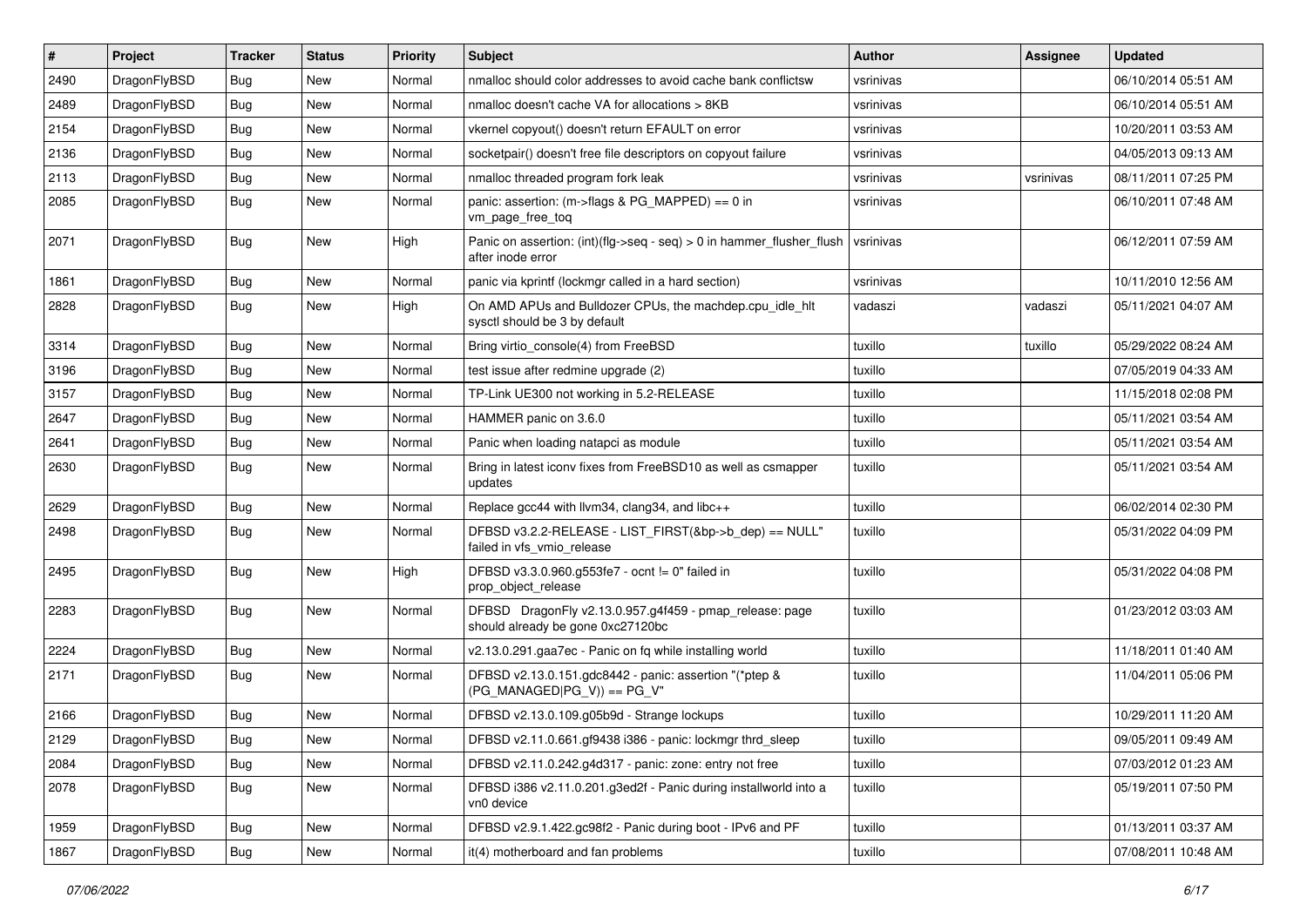| # | Project | Tracker | Status | Priority | Subject | Author | Assignee | Updated |
|---|---|---|---|---|---|---|---|---|
| 2490 | DragonFlyBSD | Bug | New | Normal | nmalloc should color addresses to avoid cache bank conflictsw | vsrinivas | | 06/10/2014 05:51 AM |
| 2489 | DragonFlyBSD | Bug | New | Normal | nmalloc doesn't cache VA for allocations > 8KB | vsrinivas | | 06/10/2014 05:51 AM |
| 2154 | DragonFlyBSD | Bug | New | Normal | vkernel copyout() doesn't return EFAULT on error | vsrinivas | | 10/20/2011 03:53 AM |
| 2136 | DragonFlyBSD | Bug | New | Normal | socketpair() doesn't free file descriptors on copyout failure | vsrinivas | | 04/05/2013 09:13 AM |
| 2113 | DragonFlyBSD | Bug | New | Normal | nmalloc threaded program fork leak | vsrinivas | vsrinivas | 08/11/2011 07:25 PM |
| 2085 | DragonFlyBSD | Bug | New | Normal | panic: assertion: (m->flags & PG_MAPPED) == 0 in vm_page_free_toq | vsrinivas | | 06/10/2011 07:48 AM |
| 2071 | DragonFlyBSD | Bug | New | High | Panic on assertion: (int)(flg->seq - seq) > 0 in hammer_flusher_flush after inode error | vsrinivas | | 06/12/2011 07:59 AM |
| 1861 | DragonFlyBSD | Bug | New | Normal | panic via kprintf (lockmgr called in a hard section) | vsrinivas | | 10/11/2010 12:56 AM |
| 2828 | DragonFlyBSD | Bug | New | High | On AMD APUs and Bulldozer CPUs, the machdep.cpu_idle_hlt sysctl should be 3 by default | vadaszi | vadaszi | 05/11/2021 04:07 AM |
| 3314 | DragonFlyBSD | Bug | New | Normal | Bring virtio_console(4) from FreeBSD | tuxillo | tuxillo | 05/29/2022 08:24 AM |
| 3196 | DragonFlyBSD | Bug | New | Normal | test issue after redmine upgrade (2) | tuxillo | | 07/05/2019 04:33 AM |
| 3157 | DragonFlyBSD | Bug | New | Normal | TP-Link UE300 not working in 5.2-RELEASE | tuxillo | | 11/15/2018 02:08 PM |
| 2647 | DragonFlyBSD | Bug | New | Normal | HAMMER panic on 3.6.0 | tuxillo | | 05/11/2021 03:54 AM |
| 2641 | DragonFlyBSD | Bug | New | Normal | Panic when loading natapci as module | tuxillo | | 05/11/2021 03:54 AM |
| 2630 | DragonFlyBSD | Bug | New | Normal | Bring in latest iconv fixes from FreeBSD10 as well as csmapper updates | tuxillo | | 05/11/2021 03:54 AM |
| 2629 | DragonFlyBSD | Bug | New | Normal | Replace gcc44 with llvm34, clang34, and libc++ | tuxillo | | 06/02/2014 02:30 PM |
| 2498 | DragonFlyBSD | Bug | New | Normal | DFBSD v3.2.2-RELEASE - LIST_FIRST(&bp->b_dep) == NULL" failed in vfs_vmio_release | tuxillo | | 05/31/2022 04:09 PM |
| 2495 | DragonFlyBSD | Bug | New | High | DFBSD v3.3.0.960.g553fe7 - ocnt != 0" failed in prop_object_release | tuxillo | | 05/31/2022 04:08 PM |
| 2283 | DragonFlyBSD | Bug | New | Normal | DFBSD DragonFly v2.13.0.957.g4f459 - pmap_release: page should already be gone 0xc27120bc | tuxillo | | 01/23/2012 03:03 AM |
| 2224 | DragonFlyBSD | Bug | New | Normal | v2.13.0.291.gaa7ec - Panic on fq while installing world | tuxillo | | 11/18/2011 01:40 AM |
| 2171 | DragonFlyBSD | Bug | New | Normal | DFBSD v2.13.0.151.gdc8442 - panic: assertion "(*ptep & (PG_MANAGED\|PG_V)) == PG_V" | tuxillo | | 11/04/2011 05:06 PM |
| 2166 | DragonFlyBSD | Bug | New | Normal | DFBSD v2.13.0.109.g05b9d - Strange lockups | tuxillo | | 10/29/2011 11:20 AM |
| 2129 | DragonFlyBSD | Bug | New | Normal | DFBSD v2.11.0.661.gf9438 i386 - panic: lockmgr thrd_sleep | tuxillo | | 09/05/2011 09:49 AM |
| 2084 | DragonFlyBSD | Bug | New | Normal | DFBSD v2.11.0.242.g4d317 - panic: zone: entry not free | tuxillo | | 07/03/2012 01:23 AM |
| 2078 | DragonFlyBSD | Bug | New | Normal | DFBSD i386 v2.11.0.201.g3ed2f - Panic during installworld into a vn0 device | tuxillo | | 05/19/2011 07:50 PM |
| 1959 | DragonFlyBSD | Bug | New | Normal | DFBSD v2.9.1.422.gc98f2 - Panic during boot - IPv6 and PF | tuxillo | | 01/13/2011 03:37 AM |
| 1867 | DragonFlyBSD | Bug | New | Normal | it(4) motherboard and fan problems | tuxillo | | 07/08/2011 10:48 AM |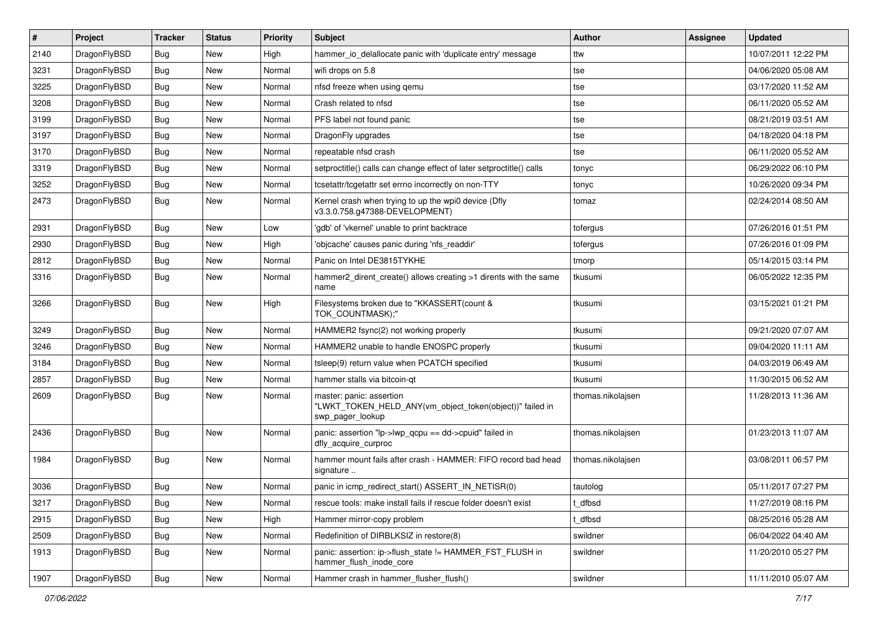| # | Project | Tracker | Status | Priority | Subject | Author | Assignee | Updated |
|---|---|---|---|---|---|---|---|---|
| 2140 | DragonFlyBSD | Bug | New | High | hammer_io_delallocate panic with 'duplicate entry' message | ttw | | 10/07/2011 12:22 PM |
| 3231 | DragonFlyBSD | Bug | New | Normal | wifi drops on 5.8 | tse | | 04/06/2020 05:08 AM |
| 3225 | DragonFlyBSD | Bug | New | Normal | nfsd freeze when using qemu | tse | | 03/17/2020 11:52 AM |
| 3208 | DragonFlyBSD | Bug | New | Normal | Crash related to nfsd | tse | | 06/11/2020 05:52 AM |
| 3199 | DragonFlyBSD | Bug | New | Normal | PFS label not found panic | tse | | 08/21/2019 03:51 AM |
| 3197 | DragonFlyBSD | Bug | New | Normal | DragonFly upgrades | tse | | 04/18/2020 04:18 PM |
| 3170 | DragonFlyBSD | Bug | New | Normal | repeatable nfsd crash | tse | | 06/11/2020 05:52 AM |
| 3319 | DragonFlyBSD | Bug | New | Normal | setproctitle() calls can change effect of later setproctitle() calls | tonyc | | 06/29/2022 06:10 PM |
| 3252 | DragonFlyBSD | Bug | New | Normal | tcsetattr/tcgetattr set errno incorrectly on non-TTY | tonyc | | 10/26/2020 09:34 PM |
| 2473 | DragonFlyBSD | Bug | New | Normal | Kernel crash when trying to up the wpi0 device (Dfly v3.3.0.758.g47388-DEVELOPMENT) | tomaz | | 02/24/2014 08:50 AM |
| 2931 | DragonFlyBSD | Bug | New | Low | 'gdb' of 'vkernel' unable to print backtrace | tofergus | | 07/26/2016 01:51 PM |
| 2930 | DragonFlyBSD | Bug | New | High | 'objcache' causes panic during 'nfs_readdir' | tofergus | | 07/26/2016 01:09 PM |
| 2812 | DragonFlyBSD | Bug | New | Normal | Panic on Intel DE3815TYKHE | tmorp | | 05/14/2015 03:14 PM |
| 3316 | DragonFlyBSD | Bug | New | Normal | hammer2_dirent_create() allows creating >1 dirents with the same name | tkusumi | | 06/05/2022 12:35 PM |
| 3266 | DragonFlyBSD | Bug | New | High | Filesystems broken due to "KKASSERT(count & TOK_COUNTMASK);" | tkusumi | | 03/15/2021 01:21 PM |
| 3249 | DragonFlyBSD | Bug | New | Normal | HAMMER2 fsync(2) not working properly | tkusumi | | 09/21/2020 07:07 AM |
| 3246 | DragonFlyBSD | Bug | New | Normal | HAMMER2 unable to handle ENOSPC properly | tkusumi | | 09/04/2020 11:11 AM |
| 3184 | DragonFlyBSD | Bug | New | Normal | tsleep(9) return value when PCATCH specified | tkusumi | | 04/03/2019 06:49 AM |
| 2857 | DragonFlyBSD | Bug | New | Normal | hammer stalls via bitcoin-qt | tkusumi | | 11/30/2015 06:52 AM |
| 2609 | DragonFlyBSD | Bug | New | Normal | master: panic: assertion "LWKT_TOKEN_HELD_ANY(vm_object_token(object))" failed in swp_pager_lookup | thomas.nikolajsen | | 11/28/2013 11:36 AM |
| 2436 | DragonFlyBSD | Bug | New | Normal | panic: assertion "lp->lwp_qcpu == dd->cpuid" failed in dfly_acquire_curproc | thomas.nikolajsen | | 01/23/2013 11:07 AM |
| 1984 | DragonFlyBSD | Bug | New | Normal | hammer mount fails after crash - HAMMER: FIFO record bad head signature .. | thomas.nikolajsen | | 03/08/2011 06:57 PM |
| 3036 | DragonFlyBSD | Bug | New | Normal | panic in icmp_redirect_start() ASSERT_IN_NETISR(0) | tautolog | | 05/11/2017 07:27 PM |
| 3217 | DragonFlyBSD | Bug | New | Normal | rescue tools: make install fails if rescue folder doesn't exist | t_dfbsd | | 11/27/2019 08:16 PM |
| 2915 | DragonFlyBSD | Bug | New | High | Hammer mirror-copy problem | t_dfbsd | | 08/25/2016 05:28 AM |
| 2509 | DragonFlyBSD | Bug | New | Normal | Redefinition of DIRBLKSIZ in restore(8) | swildner | | 06/04/2022 04:40 AM |
| 1913 | DragonFlyBSD | Bug | New | Normal | panic: assertion: ip->flush_state != HAMMER_FST_FLUSH in hammer_flush_inode_core | swildner | | 11/20/2010 05:27 PM |
| 1907 | DragonFlyBSD | Bug | New | Normal | Hammer crash in hammer_flusher_flush() | swildner | | 11/11/2010 05:07 AM |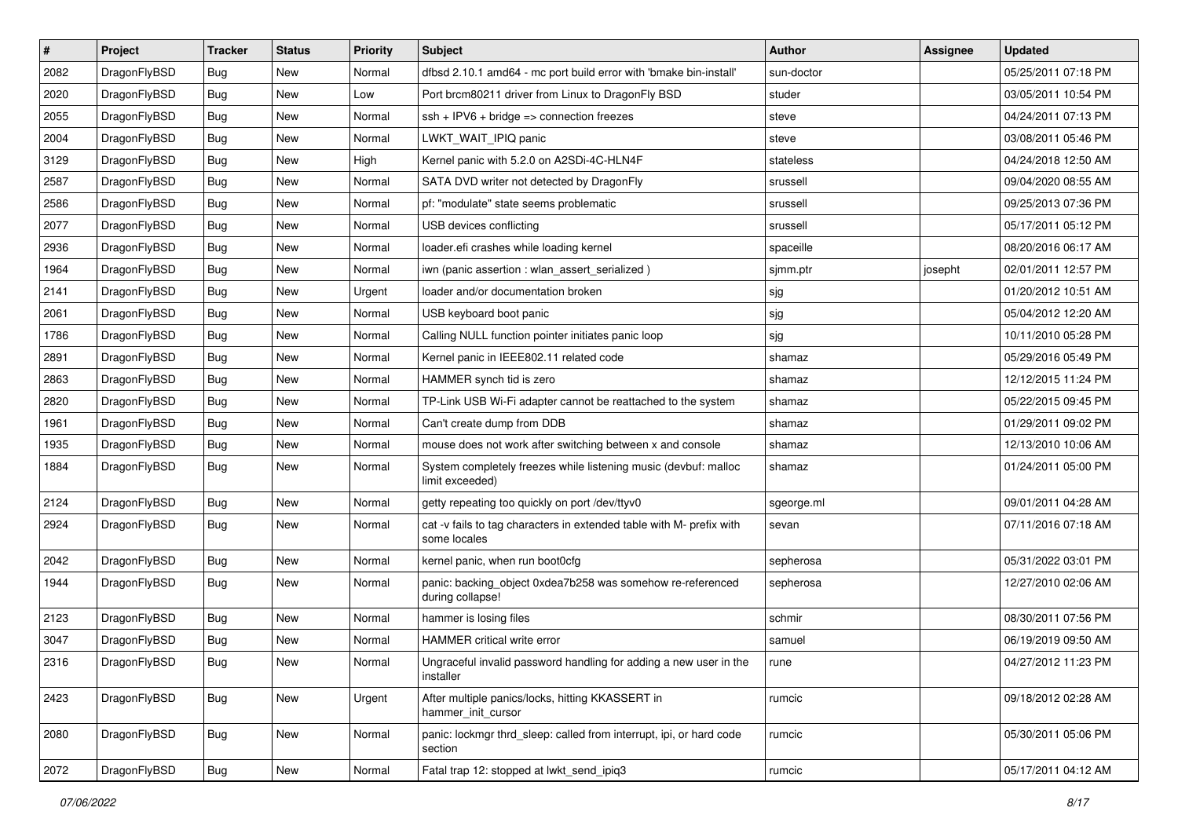| # | Project | Tracker | Status | Priority | Subject | Author | Assignee | Updated |
|---|---|---|---|---|---|---|---|---|
| 2082 | DragonFlyBSD | Bug | New | Normal | dfbsd 2.10.1 amd64 - mc port build error with 'bmake bin-install' | sun-doctor | | 05/25/2011 07:18 PM |
| 2020 | DragonFlyBSD | Bug | New | Low | Port brcm80211 driver from Linux to DragonFly BSD | studer | | 03/05/2011 10:54 PM |
| 2055 | DragonFlyBSD | Bug | New | Normal | ssh + IPV6 + bridge => connection freezes | steve | | 04/24/2011 07:13 PM |
| 2004 | DragonFlyBSD | Bug | New | Normal | LWKT_WAIT_IPIQ panic | steve | | 03/08/2011 05:46 PM |
| 3129 | DragonFlyBSD | Bug | New | High | Kernel panic with 5.2.0 on A2SDi-4C-HLN4F | stateless | | 04/24/2018 12:50 AM |
| 2587 | DragonFlyBSD | Bug | New | Normal | SATA DVD writer not detected by DragonFly | srussell | | 09/04/2020 08:55 AM |
| 2586 | DragonFlyBSD | Bug | New | Normal | pf: "modulate" state seems problematic | srussell | | 09/25/2013 07:36 PM |
| 2077 | DragonFlyBSD | Bug | New | Normal | USB devices conflicting | srussell | | 05/17/2011 05:12 PM |
| 2936 | DragonFlyBSD | Bug | New | Normal | loader.efi crashes while loading kernel | spaceille | | 08/20/2016 06:17 AM |
| 1964 | DragonFlyBSD | Bug | New | Normal | iwn (panic assertion : wlan_assert_serialized ) | sjmm.ptr | josepht | 02/01/2011 12:57 PM |
| 2141 | DragonFlyBSD | Bug | New | Urgent | loader and/or documentation broken | sjg | | 01/20/2012 10:51 AM |
| 2061 | DragonFlyBSD | Bug | New | Normal | USB keyboard boot panic | sjg | | 05/04/2012 12:20 AM |
| 1786 | DragonFlyBSD | Bug | New | Normal | Calling NULL function pointer initiates panic loop | sjg | | 10/11/2010 05:28 PM |
| 2891 | DragonFlyBSD | Bug | New | Normal | Kernel panic in IEEE802.11 related code | shamaz | | 05/29/2016 05:49 PM |
| 2863 | DragonFlyBSD | Bug | New | Normal | HAMMER synch tid is zero | shamaz | | 12/12/2015 11:24 PM |
| 2820 | DragonFlyBSD | Bug | New | Normal | TP-Link USB Wi-Fi adapter cannot be reattached to the system | shamaz | | 05/22/2015 09:45 PM |
| 1961 | DragonFlyBSD | Bug | New | Normal | Can't create dump from DDB | shamaz | | 01/29/2011 09:02 PM |
| 1935 | DragonFlyBSD | Bug | New | Normal | mouse does not work after switching between x and console | shamaz | | 12/13/2010 10:06 AM |
| 1884 | DragonFlyBSD | Bug | New | Normal | System completely freezes while listening music (devbuf: malloc limit exceeded) | shamaz | | 01/24/2011 05:00 PM |
| 2124 | DragonFlyBSD | Bug | New | Normal | getty repeating too quickly on port /dev/ttyv0 | sgeorge.ml | | 09/01/2011 04:28 AM |
| 2924 | DragonFlyBSD | Bug | New | Normal | cat -v fails to tag characters in extended table with M- prefix with some locales | sevan | | 07/11/2016 07:18 AM |
| 2042 | DragonFlyBSD | Bug | New | Normal | kernel panic, when run boot0cfg | sepherosa | | 05/31/2022 03:01 PM |
| 1944 | DragonFlyBSD | Bug | New | Normal | panic: backing_object 0xdea7b258 was somehow re-referenced during collapse! | sepherosa | | 12/27/2010 02:06 AM |
| 2123 | DragonFlyBSD | Bug | New | Normal | hammer is losing files | schmir | | 08/30/2011 07:56 PM |
| 3047 | DragonFlyBSD | Bug | New | Normal | HAMMER critical write error | samuel | | 06/19/2019 09:50 AM |
| 2316 | DragonFlyBSD | Bug | New | Normal | Ungraceful invalid password handling for adding a new user in the installer | rune | | 04/27/2012 11:23 PM |
| 2423 | DragonFlyBSD | Bug | New | Urgent | After multiple panics/locks, hitting KKASSERT in hammer_init_cursor | rumcic | | 09/18/2012 02:28 AM |
| 2080 | DragonFlyBSD | Bug | New | Normal | panic: lockmgr thrd_sleep: called from interrupt, ipi, or hard code section | rumcic | | 05/30/2011 05:06 PM |
| 2072 | DragonFlyBSD | Bug | New | Normal | Fatal trap 12: stopped at lwkt_send_ipiq3 | rumcic | | 05/17/2011 04:12 AM |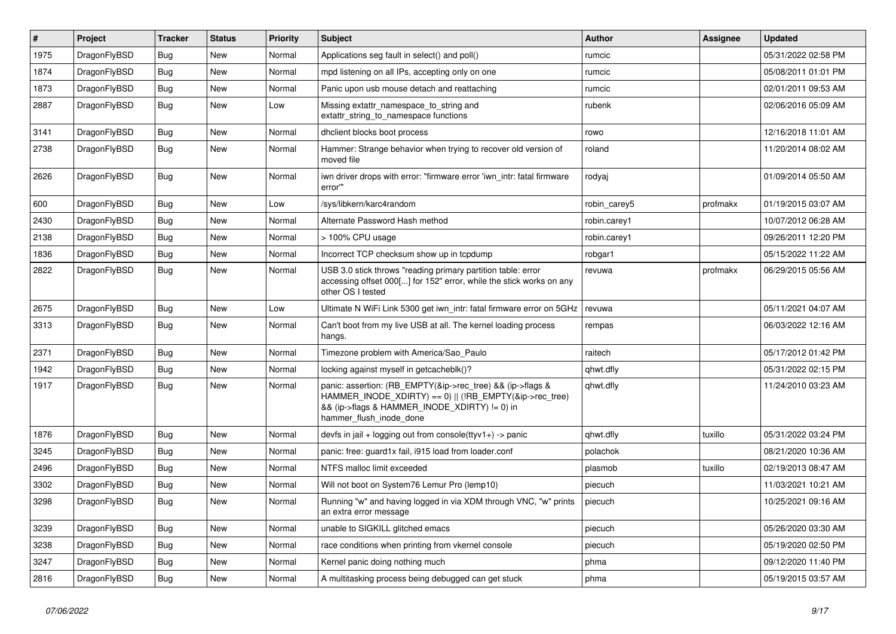| # | Project | Tracker | Status | Priority | Subject | Author | Assignee | Updated |
| --- | --- | --- | --- | --- | --- | --- | --- | --- |
| 1975 | DragonFlyBSD | Bug | New | Normal | Applications seg fault in select() and poll() | rumcic | | 05/31/2022 02:58 PM |
| 1874 | DragonFlyBSD | Bug | New | Normal | mpd listening on all IPs, accepting only on one | rumcic | | 05/08/2011 01:01 PM |
| 1873 | DragonFlyBSD | Bug | New | Normal | Panic upon usb mouse detach and reattaching | rumcic | | 02/01/2011 09:53 AM |
| 2887 | DragonFlyBSD | Bug | New | Low | Missing extattr_namespace_to_string and extattr_string_to_namespace functions | rubenk | | 02/06/2016 05:09 AM |
| 3141 | DragonFlyBSD | Bug | New | Normal | dhclient blocks boot process | rowo | | 12/16/2018 11:01 AM |
| 2738 | DragonFlyBSD | Bug | New | Normal | Hammer: Strange behavior when trying to recover old version of moved file | roland | | 11/20/2014 08:02 AM |
| 2626 | DragonFlyBSD | Bug | New | Normal | iwn driver drops with error: "firmware error 'iwn_intr: fatal firmware error'" | rodyaj | | 01/09/2014 05:50 AM |
| 600 | DragonFlyBSD | Bug | New | Low | /sys/libkern/karc4random | robin_carey5 | profmakx | 01/19/2015 03:07 AM |
| 2430 | DragonFlyBSD | Bug | New | Normal | Alternate Password Hash method | robin.carey1 | | 10/07/2012 06:28 AM |
| 2138 | DragonFlyBSD | Bug | New | Normal | > 100% CPU usage | robin.carey1 | | 09/26/2011 12:20 PM |
| 1836 | DragonFlyBSD | Bug | New | Normal | Incorrect TCP checksum show up in tcpdump | robgar1 | | 05/15/2022 11:22 AM |
| 2822 | DragonFlyBSD | Bug | New | Normal | USB 3.0 stick throws "reading primary partition table: error accessing offset 000[...] for 152" error, while the stick works on any other OS I tested | revuwa | profmakx | 06/29/2015 05:56 AM |
| 2675 | DragonFlyBSD | Bug | New | Low | Ultimate N WiFi Link 5300 get iwn_intr: fatal firmware error on 5GHz | revuwa | | 05/11/2021 04:07 AM |
| 3313 | DragonFlyBSD | Bug | New | Normal | Can't boot from my live USB at all. The kernel loading process hangs. | rempas | | 06/03/2022 12:16 AM |
| 2371 | DragonFlyBSD | Bug | New | Normal | Timezone problem with America/Sao_Paulo | raitech | | 05/17/2012 01:42 PM |
| 1942 | DragonFlyBSD | Bug | New | Normal | locking against myself in getcacheblk()? | qhwt.dfly | | 05/31/2022 02:15 PM |
| 1917 | DragonFlyBSD | Bug | New | Normal | panic: assertion: (RB_EMPTY(&ip->rec_tree) && (ip->flags & HAMMER_INODE_XDIRTY) == 0) \|\| (!RB_EMPTY(&ip->rec_tree) && (ip->flags & HAMMER_INODE_XDIRTY) != 0) in hammer_flush_inode_done | qhwt.dfly | | 11/24/2010 03:23 AM |
| 1876 | DragonFlyBSD | Bug | New | Normal | devfs in jail + logging out from console(ttyv1+) -> panic | qhwt.dfly | tuxillo | 05/31/2022 03:24 PM |
| 3245 | DragonFlyBSD | Bug | New | Normal | panic: free: guard1x fail, i915 load from loader.conf | polachok | | 08/21/2020 10:36 AM |
| 2496 | DragonFlyBSD | Bug | New | Normal | NTFS malloc limit exceeded | plasmob | tuxillo | 02/19/2013 08:47 AM |
| 3302 | DragonFlyBSD | Bug | New | Normal | Will not boot on System76 Lemur Pro (lemp10) | piecuch | | 11/03/2021 10:21 AM |
| 3298 | DragonFlyBSD | Bug | New | Normal | Running "w" and having logged in via XDM through VNC, "w" prints an extra error message | piecuch | | 10/25/2021 09:16 AM |
| 3239 | DragonFlyBSD | Bug | New | Normal | unable to SIGKILL glitched emacs | piecuch | | 05/26/2020 03:30 AM |
| 3238 | DragonFlyBSD | Bug | New | Normal | race conditions when printing from vkernel console | piecuch | | 05/19/2020 02:50 PM |
| 3247 | DragonFlyBSD | Bug | New | Normal | Kernel panic doing nothing much | phma | | 09/12/2020 11:40 PM |
| 2816 | DragonFlyBSD | Bug | New | Normal | A multitasking process being debugged can get stuck | phma | | 05/19/2015 03:57 AM |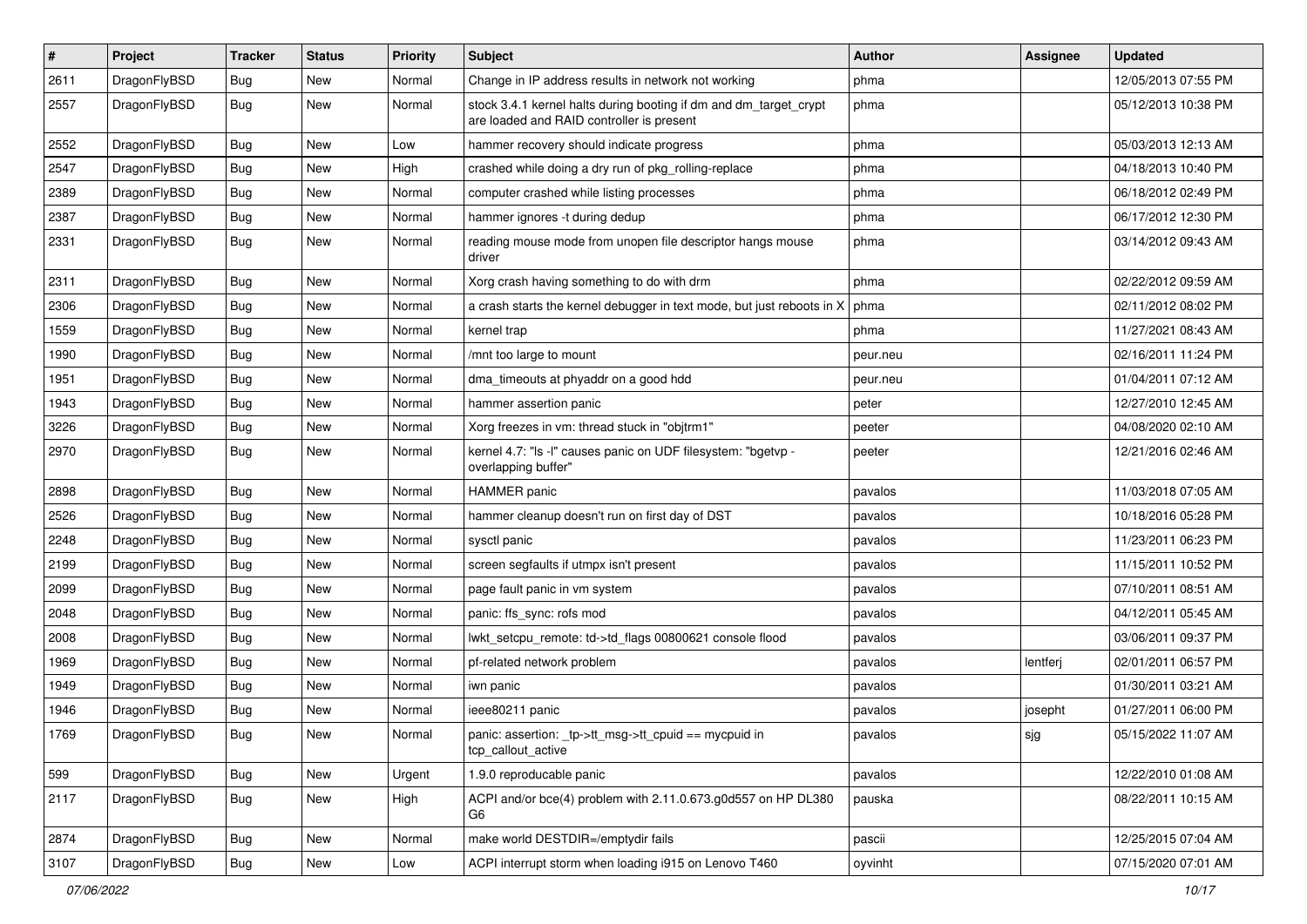| # | Project | Tracker | Status | Priority | Subject | Author | Assignee | Updated |
|---|---|---|---|---|---|---|---|---|
| 2611 | DragonFlyBSD | Bug | New | Normal | Change in IP address results in network not working | phma | | 12/05/2013 07:55 PM |
| 2557 | DragonFlyBSD | Bug | New | Normal | stock 3.4.1 kernel halts during booting if dm and dm_target_crypt are loaded and RAID controller is present | phma | | 05/12/2013 10:38 PM |
| 2552 | DragonFlyBSD | Bug | New | Low | hammer recovery should indicate progress | phma | | 05/03/2013 12:13 AM |
| 2547 | DragonFlyBSD | Bug | New | High | crashed while doing a dry run of pkg_rolling-replace | phma | | 04/18/2013 10:40 PM |
| 2389 | DragonFlyBSD | Bug | New | Normal | computer crashed while listing processes | phma | | 06/18/2012 02:49 PM |
| 2387 | DragonFlyBSD | Bug | New | Normal | hammer ignores -t during dedup | phma | | 06/17/2012 12:30 PM |
| 2331 | DragonFlyBSD | Bug | New | Normal | reading mouse mode from unopen file descriptor hangs mouse driver | phma | | 03/14/2012 09:43 AM |
| 2311 | DragonFlyBSD | Bug | New | Normal | Xorg crash having something to do with drm | phma | | 02/22/2012 09:59 AM |
| 2306 | DragonFlyBSD | Bug | New | Normal | a crash starts the kernel debugger in text mode, but just reboots in X | phma | | 02/11/2012 08:02 PM |
| 1559 | DragonFlyBSD | Bug | New | Normal | kernel trap | phma | | 11/27/2021 08:43 AM |
| 1990 | DragonFlyBSD | Bug | New | Normal | /mnt too large to mount | peur.neu | | 02/16/2011 11:24 PM |
| 1951 | DragonFlyBSD | Bug | New | Normal | dma_timeouts at phyaddr on a good hdd | peur.neu | | 01/04/2011 07:12 AM |
| 1943 | DragonFlyBSD | Bug | New | Normal | hammer assertion panic | peter | | 12/27/2010 12:45 AM |
| 3226 | DragonFlyBSD | Bug | New | Normal | Xorg freezes in vm: thread stuck in "objtrm1" | peeter | | 04/08/2020 02:10 AM |
| 2970 | DragonFlyBSD | Bug | New | Normal | kernel 4.7: "ls -l" causes panic on UDF filesystem: "bgetvp - overlapping buffer" | peeter | | 12/21/2016 02:46 AM |
| 2898 | DragonFlyBSD | Bug | New | Normal | HAMMER panic | pavalos | | 11/03/2018 07:05 AM |
| 2526 | DragonFlyBSD | Bug | New | Normal | hammer cleanup doesn't run on first day of DST | pavalos | | 10/18/2016 05:28 PM |
| 2248 | DragonFlyBSD | Bug | New | Normal | sysctl panic | pavalos | | 11/23/2011 06:23 PM |
| 2199 | DragonFlyBSD | Bug | New | Normal | screen segfaults if utmpx isn't present | pavalos | | 11/15/2011 10:52 PM |
| 2099 | DragonFlyBSD | Bug | New | Normal | page fault panic in vm system | pavalos | | 07/10/2011 08:51 AM |
| 2048 | DragonFlyBSD | Bug | New | Normal | panic: ffs_sync: rofs mod | pavalos | | 04/12/2011 05:45 AM |
| 2008 | DragonFlyBSD | Bug | New | Normal | lwkt_setcpu_remote: td->td_flags 00800621 console flood | pavalos | | 03/06/2011 09:37 PM |
| 1969 | DragonFlyBSD | Bug | New | Normal | pf-related network problem | pavalos | lentferj | 02/01/2011 06:57 PM |
| 1949 | DragonFlyBSD | Bug | New | Normal | iwn panic | pavalos | | 01/30/2011 03:21 AM |
| 1946 | DragonFlyBSD | Bug | New | Normal | ieee80211 panic | pavalos | josepht | 01/27/2011 06:00 PM |
| 1769 | DragonFlyBSD | Bug | New | Normal | panic: assertion: _tp->tt_msg->tt_cpuid == mycpuid in tcp_callout_active | pavalos | sjg | 05/15/2022 11:07 AM |
| 599 | DragonFlyBSD | Bug | New | Urgent | 1.9.0 reproducable panic | pavalos | | 12/22/2010 01:08 AM |
| 2117 | DragonFlyBSD | Bug | New | High | ACPI and/or bce(4) problem with 2.11.0.673.g0d557 on HP DL380 G6 | pauska | | 08/22/2011 10:15 AM |
| 2874 | DragonFlyBSD | Bug | New | Normal | make world DESTDIR=/emptydir fails | pascii | | 12/25/2015 07:04 AM |
| 3107 | DragonFlyBSD | Bug | New | Low | ACPI interrupt storm when loading i915 on Lenovo T460 | oyvinht | | 07/15/2020 07:01 AM |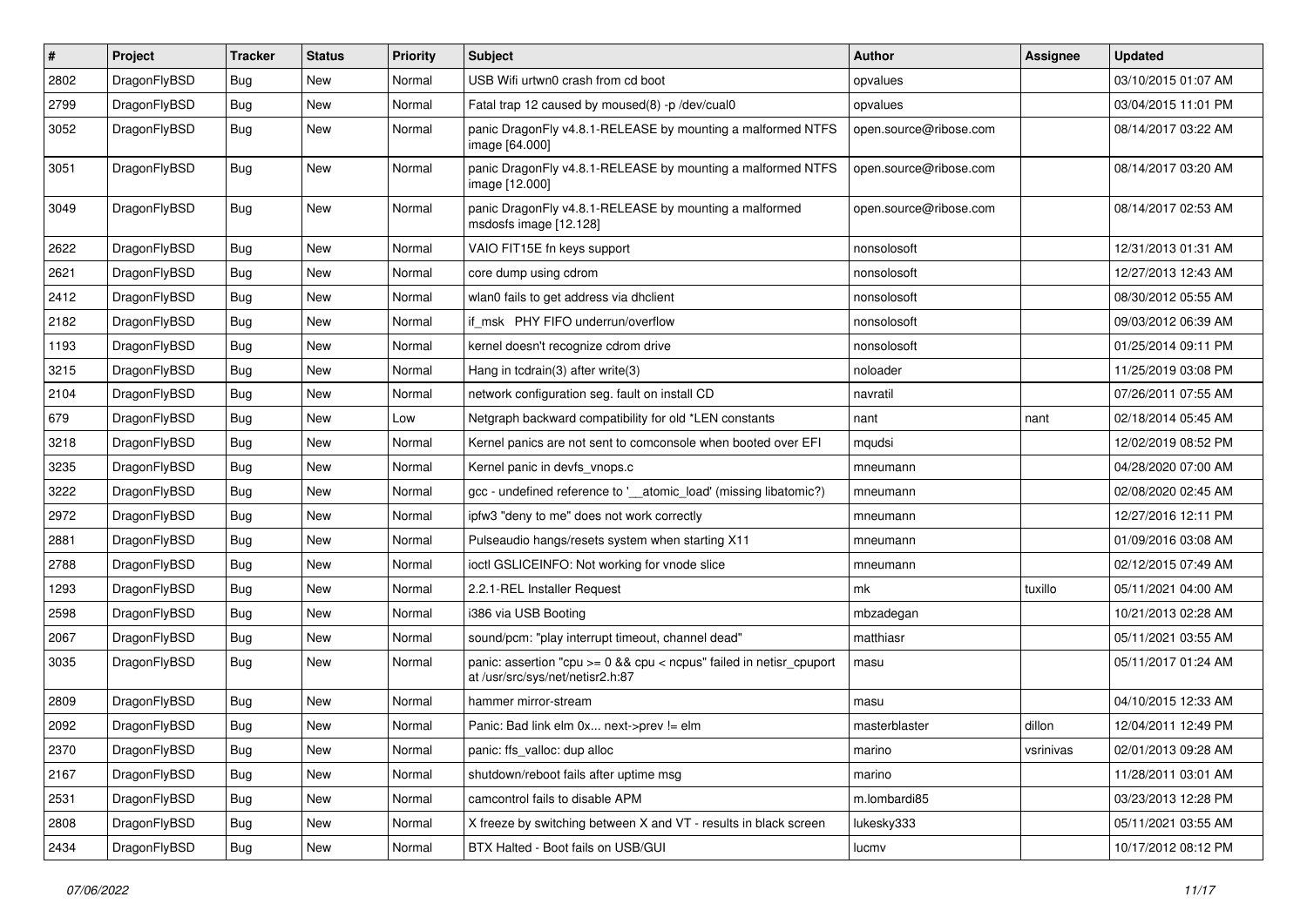| # | Project | Tracker | Status | Priority | Subject | Author | Assignee | Updated |
|---|---|---|---|---|---|---|---|---|
| 2802 | DragonFlyBSD | Bug | New | Normal | USB Wifi urtwn0 crash from cd boot | opvalues | | 03/10/2015 01:07 AM |
| 2799 | DragonFlyBSD | Bug | New | Normal | Fatal trap 12 caused by moused(8) -p /dev/cual0 | opvalues | | 03/04/2015 11:01 PM |
| 3052 | DragonFlyBSD | Bug | New | Normal | panic DragonFly v4.8.1-RELEASE by mounting a malformed NTFS image [64.000] | open.source@ribose.com | | 08/14/2017 03:22 AM |
| 3051 | DragonFlyBSD | Bug | New | Normal | panic DragonFly v4.8.1-RELEASE by mounting a malformed NTFS image [12.000] | open.source@ribose.com | | 08/14/2017 03:20 AM |
| 3049 | DragonFlyBSD | Bug | New | Normal | panic DragonFly v4.8.1-RELEASE by mounting a malformed msdosfs image [12.128] | open.source@ribose.com | | 08/14/2017 02:53 AM |
| 2622 | DragonFlyBSD | Bug | New | Normal | VAIO FIT15E fn keys support | nonsolosoft | | 12/31/2013 01:31 AM |
| 2621 | DragonFlyBSD | Bug | New | Normal | core dump using cdrom | nonsolosoft | | 12/27/2013 12:43 AM |
| 2412 | DragonFlyBSD | Bug | New | Normal | wlan0 fails to get address via dhclient | nonsolosoft | | 08/30/2012 05:55 AM |
| 2182 | DragonFlyBSD | Bug | New | Normal | if_msk PHY FIFO underrun/overflow | nonsolosoft | | 09/03/2012 06:39 AM |
| 1193 | DragonFlyBSD | Bug | New | Normal | kernel doesn't recognize cdrom drive | nonsolosoft | | 01/25/2014 09:11 PM |
| 3215 | DragonFlyBSD | Bug | New | Normal | Hang in tcdrain(3) after write(3) | noloader | | 11/25/2019 03:08 PM |
| 2104 | DragonFlyBSD | Bug | New | Normal | network configuration seg. fault on install CD | navratil | | 07/26/2011 07:55 AM |
| 679 | DragonFlyBSD | Bug | New | Low | Netgraph backward compatibility for old *LEN constants | nant | nant | 02/18/2014 05:45 AM |
| 3218 | DragonFlyBSD | Bug | New | Normal | Kernel panics are not sent to comconsole when booted over EFI | mqudsi | | 12/02/2019 08:52 PM |
| 3235 | DragonFlyBSD | Bug | New | Normal | Kernel panic in devfs_vnops.c | mneumann | | 04/28/2020 07:00 AM |
| 3222 | DragonFlyBSD | Bug | New | Normal | gcc - undefined reference to '__atomic_load' (missing libatomic?) | mneumann | | 02/08/2020 02:45 AM |
| 2972 | DragonFlyBSD | Bug | New | Normal | ipfw3 "deny to me" does not work correctly | mneumann | | 12/27/2016 12:11 PM |
| 2881 | DragonFlyBSD | Bug | New | Normal | Pulseaudio hangs/resets system when starting X11 | mneumann | | 01/09/2016 03:08 AM |
| 2788 | DragonFlyBSD | Bug | New | Normal | ioctl GSLICEINFO: Not working for vnode slice | mneumann | | 02/12/2015 07:49 AM |
| 1293 | DragonFlyBSD | Bug | New | Normal | 2.2.1-REL Installer Request | mk | tuxillo | 05/11/2021 04:00 AM |
| 2598 | DragonFlyBSD | Bug | New | Normal | i386 via USB Booting | mbzadegan | | 10/21/2013 02:28 AM |
| 2067 | DragonFlyBSD | Bug | New | Normal | sound/pcm: "play interrupt timeout, channel dead" | matthiasr | | 05/11/2021 03:55 AM |
| 3035 | DragonFlyBSD | Bug | New | Normal | panic: assertion "cpu >= 0 && cpu < ncpus" failed in netisr_cpuport at /usr/src/sys/net/netisr2.h:87 | masu | | 05/11/2017 01:24 AM |
| 2809 | DragonFlyBSD | Bug | New | Normal | hammer mirror-stream | masu | | 04/10/2015 12:33 AM |
| 2092 | DragonFlyBSD | Bug | New | Normal | Panic: Bad link elm 0x... next->prev != elm | masterblaster | dillon | 12/04/2011 12:49 PM |
| 2370 | DragonFlyBSD | Bug | New | Normal | panic: ffs_valloc: dup alloc | marino | vsrinivas | 02/01/2013 09:28 AM |
| 2167 | DragonFlyBSD | Bug | New | Normal | shutdown/reboot fails after uptime msg | marino | | 11/28/2011 03:01 AM |
| 2531 | DragonFlyBSD | Bug | New | Normal | camcontrol fails to disable APM | m.lombardi85 | | 03/23/2013 12:28 PM |
| 2808 | DragonFlyBSD | Bug | New | Normal | X freeze by switching between X and VT - results in black screen | lukesky333 | | 05/11/2021 03:55 AM |
| 2434 | DragonFlyBSD | Bug | New | Normal | BTX Halted - Boot fails on USB/GUI | lucmv | | 10/17/2012 08:12 PM |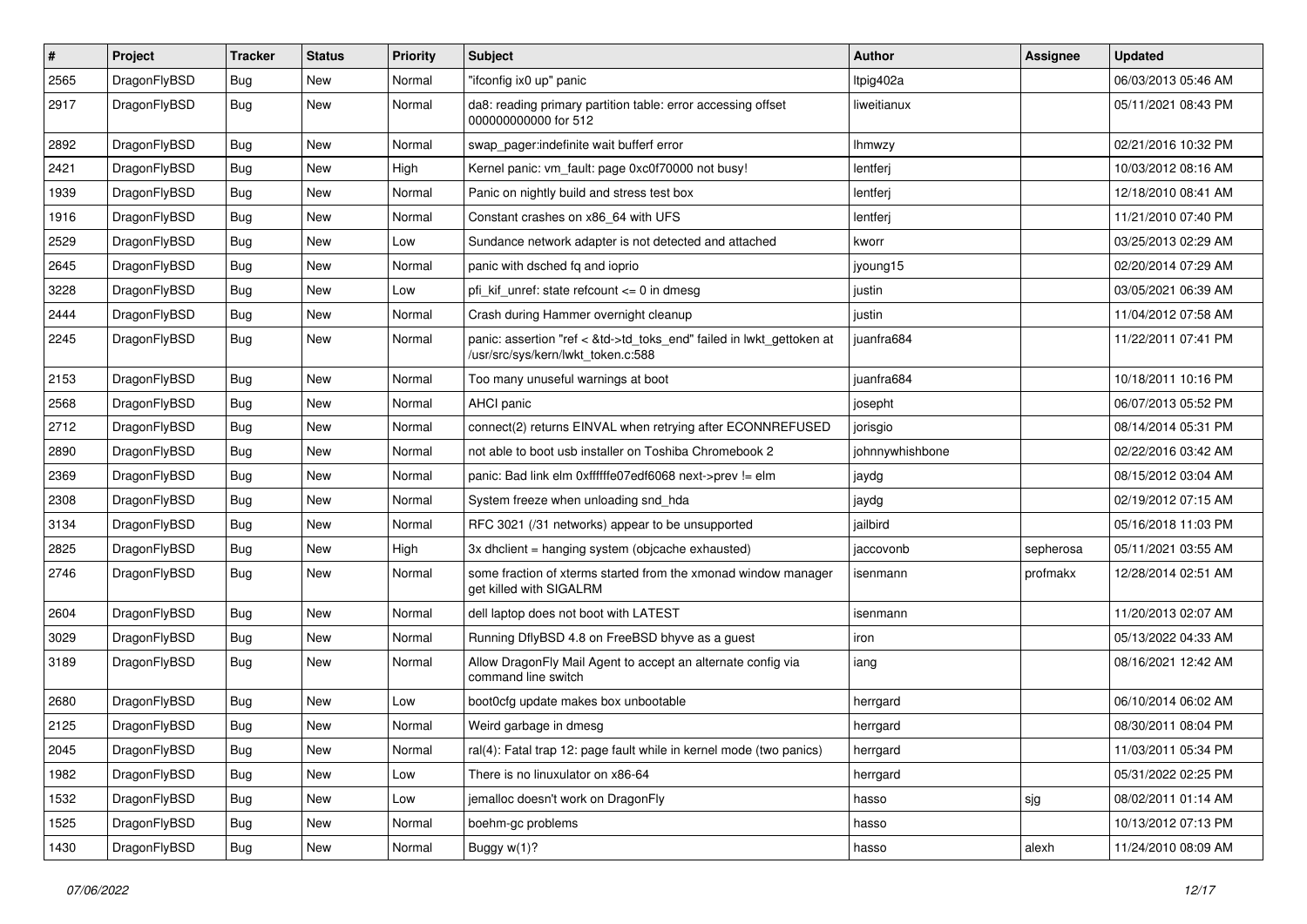| # | Project | Tracker | Status | Priority | Subject | Author | Assignee | Updated |
|---|---|---|---|---|---|---|---|---|
| 2565 | DragonFlyBSD | Bug | New | Normal | "ifconfig ix0 up" panic | ltpig402a | | 06/03/2013 05:46 AM |
| 2917 | DragonFlyBSD | Bug | New | Normal | da8: reading primary partition table: error accessing offset 000000000000 for 512 | liweitianux | | 05/11/2021 08:43 PM |
| 2892 | DragonFlyBSD | Bug | New | Normal | swap_pager:indefinite wait bufferf error | lhmwzy | | 02/21/2016 10:32 PM |
| 2421 | DragonFlyBSD | Bug | New | High | Kernel panic: vm_fault: page 0xc0f70000 not busy! | lentferj | | 10/03/2012 08:16 AM |
| 1939 | DragonFlyBSD | Bug | New | Normal | Panic on nightly build and stress test box | lentferj | | 12/18/2010 08:41 AM |
| 1916 | DragonFlyBSD | Bug | New | Normal | Constant crashes on x86_64 with UFS | lentferj | | 11/21/2010 07:40 PM |
| 2529 | DragonFlyBSD | Bug | New | Low | Sundance network adapter is not detected and attached | kworr | | 03/25/2013 02:29 AM |
| 2645 | DragonFlyBSD | Bug | New | Normal | panic with dsched fq and ioprio | jyoung15 | | 02/20/2014 07:29 AM |
| 3228 | DragonFlyBSD | Bug | New | Low | pfi_kif_unref: state refcount <= 0 in dmesg | justin | | 03/05/2021 06:39 AM |
| 2444 | DragonFlyBSD | Bug | New | Normal | Crash during Hammer overnight cleanup | justin | | 11/04/2012 07:58 AM |
| 2245 | DragonFlyBSD | Bug | New | Normal | panic: assertion "ref < &td->td_toks_end" failed in lwkt_gettoken at /usr/src/sys/kern/lwkt_token.c:588 | juanfra684 | | 11/22/2011 07:41 PM |
| 2153 | DragonFlyBSD | Bug | New | Normal | Too many unuseful warnings at boot | juanfra684 | | 10/18/2011 10:16 PM |
| 2568 | DragonFlyBSD | Bug | New | Normal | AHCI panic | josepht | | 06/07/2013 05:52 PM |
| 2712 | DragonFlyBSD | Bug | New | Normal | connect(2) returns EINVAL when retrying after ECONNREFUSED | jorisgio | | 08/14/2014 05:31 PM |
| 2890 | DragonFlyBSD | Bug | New | Normal | not able to boot usb installer on Toshiba Chromebook 2 | johnnywhishbone | | 02/22/2016 03:42 AM |
| 2369 | DragonFlyBSD | Bug | New | Normal | panic: Bad link elm 0xffffffe07edf6068 next->prev != elm | jaydg | | 08/15/2012 03:04 AM |
| 2308 | DragonFlyBSD | Bug | New | Normal | System freeze when unloading snd_hda | jaydg | | 02/19/2012 07:15 AM |
| 3134 | DragonFlyBSD | Bug | New | Normal | RFC 3021 (/31 networks) appear to be unsupported | jailbird | | 05/16/2018 11:03 PM |
| 2825 | DragonFlyBSD | Bug | New | High | 3x dhclient = hanging system (objcache exhausted) | jaccovonb | sepherosa | 05/11/2021 03:55 AM |
| 2746 | DragonFlyBSD | Bug | New | Normal | some fraction of xterms started from the xmonad window manager get killed with SIGALRM | isenmann | profmakx | 12/28/2014 02:51 AM |
| 2604 | DragonFlyBSD | Bug | New | Normal | dell laptop does not boot with LATEST | isenmann | | 11/20/2013 02:07 AM |
| 3029 | DragonFlyBSD | Bug | New | Normal | Running DflyBSD 4.8 on FreeBSD bhyve as a guest | iron | | 05/13/2022 04:33 AM |
| 3189 | DragonFlyBSD | Bug | New | Normal | Allow DragonFly Mail Agent to accept an alternate config via command line switch | iang | | 08/16/2021 12:42 AM |
| 2680 | DragonFlyBSD | Bug | New | Low | boot0cfg update makes box unbootable | herrgard | | 06/10/2014 06:02 AM |
| 2125 | DragonFlyBSD | Bug | New | Normal | Weird garbage in dmesg | herrgard | | 08/30/2011 08:04 PM |
| 2045 | DragonFlyBSD | Bug | New | Normal | ral(4): Fatal trap 12: page fault while in kernel mode (two panics) | herrgard | | 11/03/2011 05:34 PM |
| 1982 | DragonFlyBSD | Bug | New | Low | There is no linuxulator on x86-64 | herrgard | | 05/31/2022 02:25 PM |
| 1532 | DragonFlyBSD | Bug | New | Low | jemalloc doesn't work on DragonFly | hasso | sjg | 08/02/2011 01:14 AM |
| 1525 | DragonFlyBSD | Bug | New | Normal | boehm-gc problems | hasso | | 10/13/2012 07:13 PM |
| 1430 | DragonFlyBSD | Bug | New | Normal | Buggy w(1)? | hasso | alexh | 11/24/2010 08:09 AM |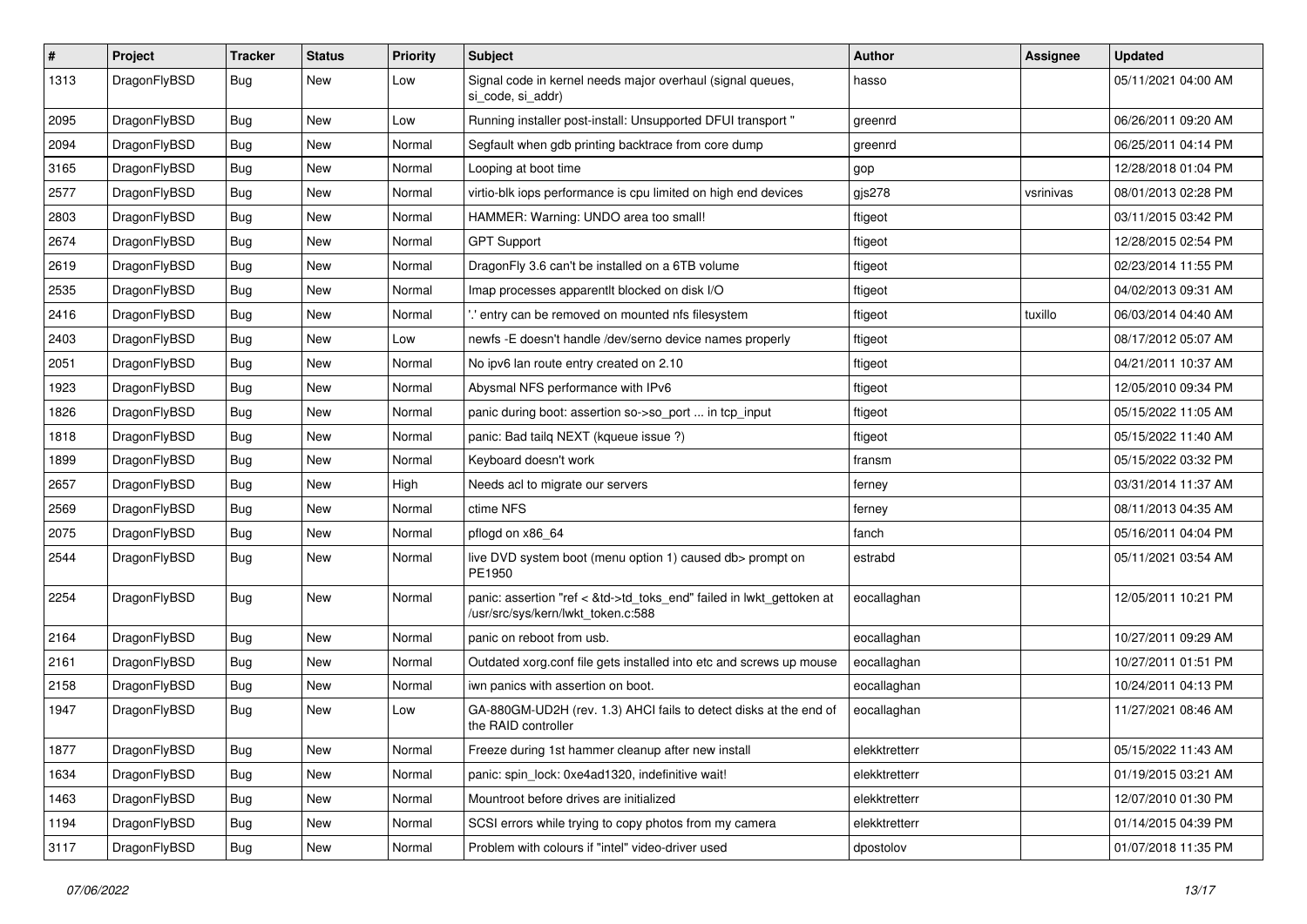| # | Project | Tracker | Status | Priority | Subject | Author | Assignee | Updated |
|---|---|---|---|---|---|---|---|---|
| 1313 | DragonFlyBSD | Bug | New | Low | Signal code in kernel needs major overhaul (signal queues, si_code, si_addr) | hasso | | 05/11/2021 04:00 AM |
| 2095 | DragonFlyBSD | Bug | New | Low | Running installer post-install: Unsupported DFUI transport " | greenrd | | 06/26/2011 09:20 AM |
| 2094 | DragonFlyBSD | Bug | New | Normal | Segfault when gdb printing backtrace from core dump | greenrd | | 06/25/2011 04:14 PM |
| 3165 | DragonFlyBSD | Bug | New | Normal | Looping at boot time | gop | | 12/28/2018 01:04 PM |
| 2577 | DragonFlyBSD | Bug | New | Normal | virtio-blk iops performance is cpu limited on high end devices | gjs278 | vsrinivas | 08/01/2013 02:28 PM |
| 2803 | DragonFlyBSD | Bug | New | Normal | HAMMER: Warning: UNDO area too small! | ftigeot | | 03/11/2015 03:42 PM |
| 2674 | DragonFlyBSD | Bug | New | Normal | GPT Support | ftigeot | | 12/28/2015 02:54 PM |
| 2619 | DragonFlyBSD | Bug | New | Normal | DragonFly 3.6 can't be installed on a 6TB volume | ftigeot | | 02/23/2014 11:55 PM |
| 2535 | DragonFlyBSD | Bug | New | Normal | Imap processes apparentlt blocked on disk I/O | ftigeot | | 04/02/2013 09:31 AM |
| 2416 | DragonFlyBSD | Bug | New | Normal | '.' entry can be removed on mounted nfs filesystem | ftigeot | tuxillo | 06/03/2014 04:40 AM |
| 2403 | DragonFlyBSD | Bug | New | Low | newfs -E doesn't handle /dev/serno device names properly | ftigeot | | 08/17/2012 05:07 AM |
| 2051 | DragonFlyBSD | Bug | New | Normal | No ipv6 lan route entry created on 2.10 | ftigeot | | 04/21/2011 10:37 AM |
| 1923 | DragonFlyBSD | Bug | New | Normal | Abysmal NFS performance with IPv6 | ftigeot | | 12/05/2010 09:34 PM |
| 1826 | DragonFlyBSD | Bug | New | Normal | panic during boot: assertion so->so_port ... in tcp_input | ftigeot | | 05/15/2022 11:05 AM |
| 1818 | DragonFlyBSD | Bug | New | Normal | panic: Bad tailq NEXT (kqueue issue ?) | ftigeot | | 05/15/2022 11:40 AM |
| 1899 | DragonFlyBSD | Bug | New | Normal | Keyboard doesn't work | fransm | | 05/15/2022 03:32 PM |
| 2657 | DragonFlyBSD | Bug | New | High | Needs acl to migrate our servers | ferney | | 03/31/2014 11:37 AM |
| 2569 | DragonFlyBSD | Bug | New | Normal | ctime NFS | ferney | | 08/11/2013 04:35 AM |
| 2075 | DragonFlyBSD | Bug | New | Normal | pflogd on x86_64 | fanch | | 05/16/2011 04:04 PM |
| 2544 | DragonFlyBSD | Bug | New | Normal | live DVD system boot (menu option 1) caused db> prompt on PE1950 | estrabd | | 05/11/2021 03:54 AM |
| 2254 | DragonFlyBSD | Bug | New | Normal | panic: assertion "ref < &td->td_toks_end" failed in lwkt_gettoken at /usr/src/sys/kern/lwkt_token.c:588 | eocallaghan | | 12/05/2011 10:21 PM |
| 2164 | DragonFlyBSD | Bug | New | Normal | panic on reboot from usb. | eocallaghan | | 10/27/2011 09:29 AM |
| 2161 | DragonFlyBSD | Bug | New | Normal | Outdated xorg.conf file gets installed into etc and screws up mouse | eocallaghan | | 10/27/2011 01:51 PM |
| 2158 | DragonFlyBSD | Bug | New | Normal | iwn panics with assertion on boot. | eocallaghan | | 10/24/2011 04:13 PM |
| 1947 | DragonFlyBSD | Bug | New | Low | GA-880GM-UD2H (rev. 1.3) AHCI fails to detect disks at the end of the RAID controller | eocallaghan | | 11/27/2021 08:46 AM |
| 1877 | DragonFlyBSD | Bug | New | Normal | Freeze during 1st hammer cleanup after new install | elekktretterr | | 05/15/2022 11:43 AM |
| 1634 | DragonFlyBSD | Bug | New | Normal | panic: spin_lock: 0xe4ad1320, indefinitive wait! | elekktretterr | | 01/19/2015 03:21 AM |
| 1463 | DragonFlyBSD | Bug | New | Normal | Mountroot before drives are initialized | elekktretterr | | 12/07/2010 01:30 PM |
| 1194 | DragonFlyBSD | Bug | New | Normal | SCSI errors while trying to copy photos from my camera | elekktretterr | | 01/14/2015 04:39 PM |
| 3117 | DragonFlyBSD | Bug | New | Normal | Problem with colours if "intel" video-driver used | dpostolov | | 01/07/2018 11:35 PM |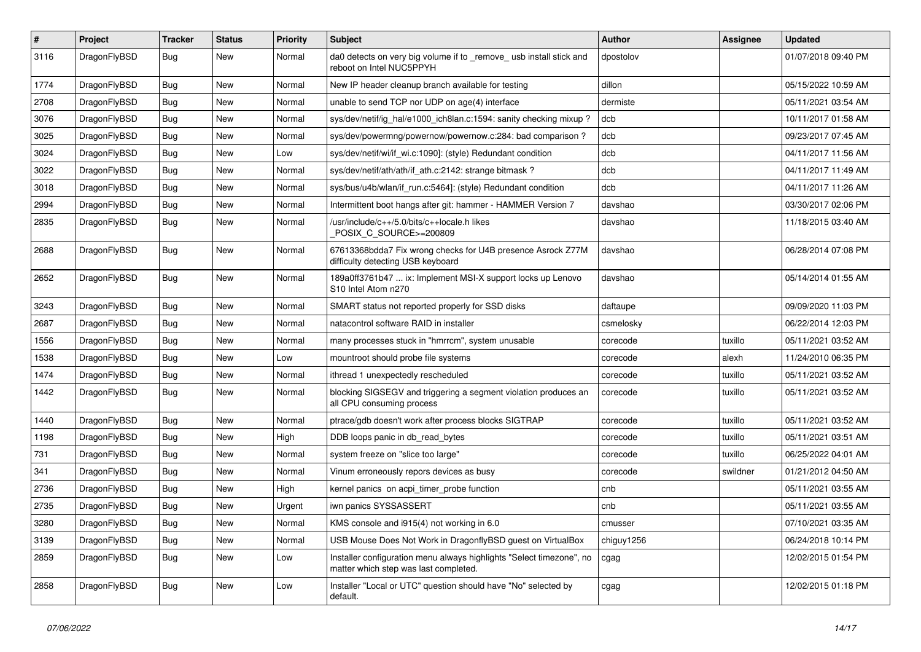| # | Project | Tracker | Status | Priority | Subject | Author | Assignee | Updated |
|---|---|---|---|---|---|---|---|---|
| 3116 | DragonFlyBSD | Bug | New | Normal | da0 detects on very big volume if to _remove_ usb install stick and reboot on Intel NUC5PPYH | dpostolov | | 01/07/2018 09:40 PM |
| 1774 | DragonFlyBSD | Bug | New | Normal | New IP header cleanup branch available for testing | dillon | | 05/15/2022 10:59 AM |
| 2708 | DragonFlyBSD | Bug | New | Normal | unable to send TCP nor UDP on age(4) interface | dermiste | | 05/11/2021 03:54 AM |
| 3076 | DragonFlyBSD | Bug | New | Normal | sys/dev/netif/ig_hal/e1000_ich8lan.c:1594: sanity checking mixup ? | dcb | | 10/11/2017 01:58 AM |
| 3025 | DragonFlyBSD | Bug | New | Normal | sys/dev/powermng/powernow/powernow.c:284: bad comparison ? | dcb | | 09/23/2017 07:45 AM |
| 3024 | DragonFlyBSD | Bug | New | Low | sys/dev/netif/wi/if_wi.c:1090]: (style) Redundant condition | dcb | | 04/11/2017 11:56 AM |
| 3022 | DragonFlyBSD | Bug | New | Normal | sys/dev/netif/ath/ath/if_ath.c:2142: strange bitmask ? | dcb | | 04/11/2017 11:49 AM |
| 3018 | DragonFlyBSD | Bug | New | Normal | sys/bus/u4b/wlan/if_run.c:5464]: (style) Redundant condition | dcb | | 04/11/2017 11:26 AM |
| 2994 | DragonFlyBSD | Bug | New | Normal | Intermittent boot hangs after git: hammer - HAMMER Version 7 | davshao | | 03/30/2017 02:06 PM |
| 2835 | DragonFlyBSD | Bug | New | Normal | /usr/include/c++/5.0/bits/c++locale.h likes _POSIX_C_SOURCE>=200809 | davshao | | 11/18/2015 03:40 AM |
| 2688 | DragonFlyBSD | Bug | New | Normal | 67613368bdda7 Fix wrong checks for U4B presence Asrock Z77M difficulty detecting USB keyboard | davshao | | 06/28/2014 07:08 PM |
| 2652 | DragonFlyBSD | Bug | New | Normal | 189a0ff3761b47 ... ix: Implement MSI-X support locks up Lenovo S10 Intel Atom n270 | davshao | | 05/14/2014 01:55 AM |
| 3243 | DragonFlyBSD | Bug | New | Normal | SMART status not reported properly for SSD disks | daftaupe | | 09/09/2020 11:03 PM |
| 2687 | DragonFlyBSD | Bug | New | Normal | natacontrol software RAID in installer | csmelosky | | 06/22/2014 12:03 PM |
| 1556 | DragonFlyBSD | Bug | New | Normal | many processes stuck in "hmrrcm", system unusable | corecode | tuxillo | 05/11/2021 03:52 AM |
| 1538 | DragonFlyBSD | Bug | New | Low | mountroot should probe file systems | corecode | alexh | 11/24/2010 06:35 PM |
| 1474 | DragonFlyBSD | Bug | New | Normal | ithread 1 unexpectedly rescheduled | corecode | tuxillo | 05/11/2021 03:52 AM |
| 1442 | DragonFlyBSD | Bug | New | Normal | blocking SIGSEGV and triggering a segment violation produces an all CPU consuming process | corecode | tuxillo | 05/11/2021 03:52 AM |
| 1440 | DragonFlyBSD | Bug | New | Normal | ptrace/gdb doesn't work after process blocks SIGTRAP | corecode | tuxillo | 05/11/2021 03:52 AM |
| 1198 | DragonFlyBSD | Bug | New | High | DDB loops panic in db_read_bytes | corecode | tuxillo | 05/11/2021 03:51 AM |
| 731 | DragonFlyBSD | Bug | New | Normal | system freeze on "slice too large" | corecode | tuxillo | 06/25/2022 04:01 AM |
| 341 | DragonFlyBSD | Bug | New | Normal | Vinum erroneously repors devices as busy | corecode | swildner | 01/21/2012 04:50 AM |
| 2736 | DragonFlyBSD | Bug | New | High | kernel panics on acpi_timer_probe function | cnb | | 05/11/2021 03:55 AM |
| 2735 | DragonFlyBSD | Bug | New | Urgent | iwn panics SYSSASSERT | cnb | | 05/11/2021 03:55 AM |
| 3280 | DragonFlyBSD | Bug | New | Normal | KMS console and i915(4) not working in 6.0 | cmusser | | 07/10/2021 03:35 AM |
| 3139 | DragonFlyBSD | Bug | New | Normal | USB Mouse Does Not Work in DragonflyBSD guest on VirtualBox | chiguy1256 | | 06/24/2018 10:14 PM |
| 2859 | DragonFlyBSD | Bug | New | Low | Installer configuration menu always highlights "Select timezone", no matter which step was last completed. | cgag | | 12/02/2015 01:54 PM |
| 2858 | DragonFlyBSD | Bug | New | Low | Installer "Local or UTC" question should have "No" selected by default. | cgag | | 12/02/2015 01:18 PM |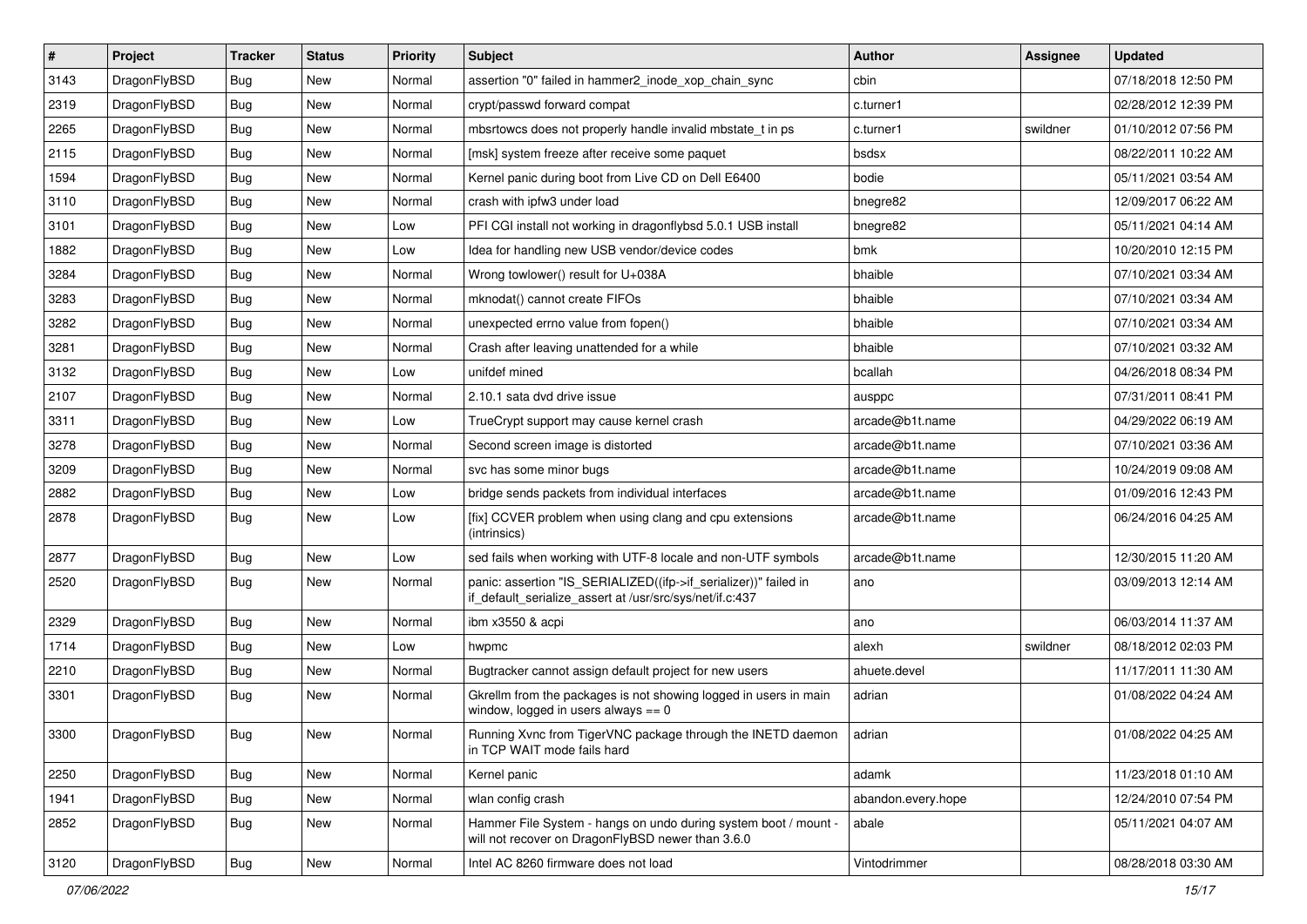| # | Project | Tracker | Status | Priority | Subject | Author | Assignee | Updated |
|---|---|---|---|---|---|---|---|---|
| 3143 | DragonFlyBSD | Bug | New | Normal | assertion "0" failed in hammer2_inode_xop_chain_sync | cbin | | 07/18/2018 12:50 PM |
| 2319 | DragonFlyBSD | Bug | New | Normal | crypt/passwd forward compat | c.turner1 | | 02/28/2012 12:39 PM |
| 2265 | DragonFlyBSD | Bug | New | Normal | mbsrtowcs does not properly handle invalid mbstate_t in ps | c.turner1 | swildner | 01/10/2012 07:56 PM |
| 2115 | DragonFlyBSD | Bug | New | Normal | [msk] system freeze after receive some paquet | bsdsx | | 08/22/2011 10:22 AM |
| 1594 | DragonFlyBSD | Bug | New | Normal | Kernel panic during boot from Live CD on Dell E6400 | bodie | | 05/11/2021 03:54 AM |
| 3110 | DragonFlyBSD | Bug | New | Normal | crash with ipfw3 under load | bnegre82 | | 12/09/2017 06:22 AM |
| 3101 | DragonFlyBSD | Bug | New | Low | PFI CGI install not working in dragonflybsd 5.0.1 USB install | bnegre82 | | 05/11/2021 04:14 AM |
| 1882 | DragonFlyBSD | Bug | New | Low | Idea for handling new USB vendor/device codes | bmk | | 10/20/2010 12:15 PM |
| 3284 | DragonFlyBSD | Bug | New | Normal | Wrong towlower() result for U+038A | bhaible | | 07/10/2021 03:34 AM |
| 3283 | DragonFlyBSD | Bug | New | Normal | mknodat() cannot create FIFOs | bhaible | | 07/10/2021 03:34 AM |
| 3282 | DragonFlyBSD | Bug | New | Normal | unexpected errno value from fopen() | bhaible | | 07/10/2021 03:34 AM |
| 3281 | DragonFlyBSD | Bug | New | Normal | Crash after leaving unattended for a while | bhaible | | 07/10/2021 03:32 AM |
| 3132 | DragonFlyBSD | Bug | New | Low | unifdef mined | bcallah | | 04/26/2018 08:34 PM |
| 2107 | DragonFlyBSD | Bug | New | Normal | 2.10.1 sata dvd drive issue | ausppc | | 07/31/2011 08:41 PM |
| 3311 | DragonFlyBSD | Bug | New | Low | TrueCrypt support may cause kernel crash | arcade@b1t.name | | 04/29/2022 06:19 AM |
| 3278 | DragonFlyBSD | Bug | New | Normal | Second screen image is distorted | arcade@b1t.name | | 07/10/2021 03:36 AM |
| 3209 | DragonFlyBSD | Bug | New | Normal | svc has some minor bugs | arcade@b1t.name | | 10/24/2019 09:08 AM |
| 2882 | DragonFlyBSD | Bug | New | Low | bridge sends packets from individual interfaces | arcade@b1t.name | | 01/09/2016 12:43 PM |
| 2878 | DragonFlyBSD | Bug | New | Low | [fix] CCVER problem when using clang and cpu extensions (intrinsics) | arcade@b1t.name | | 06/24/2016 04:25 AM |
| 2877 | DragonFlyBSD | Bug | New | Low | sed fails when working with UTF-8 locale and non-UTF symbols | arcade@b1t.name | | 12/30/2015 11:20 AM |
| 2520 | DragonFlyBSD | Bug | New | Normal | panic: assertion "IS_SERIALIZED((ifp->if_serializer))" failed in if_default_serialize_assert at /usr/src/sys/net/if.c:437 | ano | | 03/09/2013 12:14 AM |
| 2329 | DragonFlyBSD | Bug | New | Normal | ibm x3550 & acpi | ano | | 06/03/2014 11:37 AM |
| 1714 | DragonFlyBSD | Bug | New | Low | hwpmc | alexh | swildner | 08/18/2012 02:03 PM |
| 2210 | DragonFlyBSD | Bug | New | Normal | Bugtracker cannot assign default project for new users | ahuete.devel | | 11/17/2011 11:30 AM |
| 3301 | DragonFlyBSD | Bug | New | Normal | Gkrellm from the packages is not showing logged in users in main window, logged in users always == 0 | adrian | | 01/08/2022 04:24 AM |
| 3300 | DragonFlyBSD | Bug | New | Normal | Running Xvnc from TigerVNC package through the INETD daemon in TCP WAIT mode fails hard | adrian | | 01/08/2022 04:25 AM |
| 2250 | DragonFlyBSD | Bug | New | Normal | Kernel panic | adamk | | 11/23/2018 01:10 AM |
| 1941 | DragonFlyBSD | Bug | New | Normal | wlan config crash | abandon.every.hope | | 12/24/2010 07:54 PM |
| 2852 | DragonFlyBSD | Bug | New | Normal | Hammer File System - hangs on undo during system boot / mount - will not recover on DragonFlyBSD newer than 3.6.0 | abale | | 05/11/2021 04:07 AM |
| 3120 | DragonFlyBSD | Bug | New | Normal | Intel AC 8260 firmware does not load | Vintodrimmer | | 08/28/2018 03:30 AM |

*07/06/2022*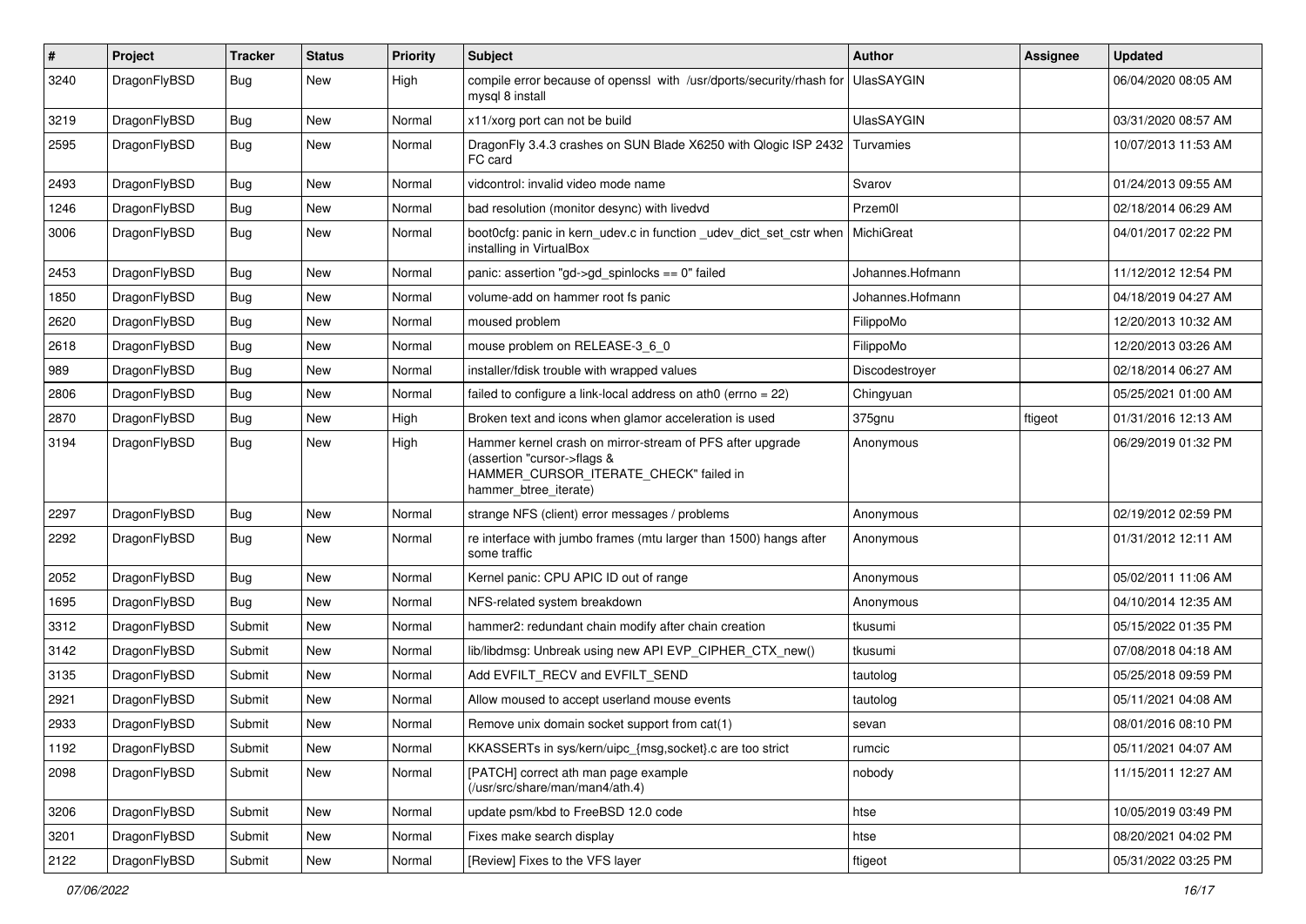| # | Project | Tracker | Status | Priority | Subject | Author | Assignee | Updated |
|---|---|---|---|---|---|---|---|---|
| 3240 | DragonFlyBSD | Bug | New | High | compile error because of openssl with /usr/dports/security/rhash for mysql 8 install | UlasSAYGIN | | 06/04/2020 08:05 AM |
| 3219 | DragonFlyBSD | Bug | New | Normal | x11/xorg port can not be build | UlasSAYGIN | | 03/31/2020 08:57 AM |
| 2595 | DragonFlyBSD | Bug | New | Normal | DragonFly 3.4.3 crashes on SUN Blade X6250 with Qlogic ISP 2432 FC card | Turvamies | | 10/07/2013 11:53 AM |
| 2493 | DragonFlyBSD | Bug | New | Normal | vidcontrol: invalid video mode name | Svarov | | 01/24/2013 09:55 AM |
| 1246 | DragonFlyBSD | Bug | New | Normal | bad resolution (monitor desync) with livedvd | Przem0l | | 02/18/2014 06:29 AM |
| 3006 | DragonFlyBSD | Bug | New | Normal | boot0cfg: panic in kern_udev.c in function _udev_dict_set_cstr when installing in VirtualBox | MichiGreat | | 04/01/2017 02:22 PM |
| 2453 | DragonFlyBSD | Bug | New | Normal | panic: assertion "gd->gd_spinlocks == 0" failed | Johannes.Hofmann | | 11/12/2012 12:54 PM |
| 1850 | DragonFlyBSD | Bug | New | Normal | volume-add on hammer root fs panic | Johannes.Hofmann | | 04/18/2019 04:27 AM |
| 2620 | DragonFlyBSD | Bug | New | Normal | moused problem | FilippoMo | | 12/20/2013 10:32 AM |
| 2618 | DragonFlyBSD | Bug | New | Normal | mouse problem on RELEASE-3_6_0 | FilippoMo | | 12/20/2013 03:26 AM |
| 989 | DragonFlyBSD | Bug | New | Normal | installer/fdisk trouble with wrapped values | Discodestroyer | | 02/18/2014 06:27 AM |
| 2806 | DragonFlyBSD | Bug | New | Normal | failed to configure a link-local address on ath0 (errno = 22) | Chingyuan | | 05/25/2021 01:00 AM |
| 2870 | DragonFlyBSD | Bug | New | High | Broken text and icons when glamor acceleration is used | 375gnu | ftigeot | 01/31/2016 12:13 AM |
| 3194 | DragonFlyBSD | Bug | New | High | Hammer kernel crash on mirror-stream of PFS after upgrade (assertion "cursor->flags & HAMMER_CURSOR_ITERATE_CHECK" failed in hammer_btree_iterate) | Anonymous | | 06/29/2019 01:32 PM |
| 2297 | DragonFlyBSD | Bug | New | Normal | strange NFS (client) error messages / problems | Anonymous | | 02/19/2012 02:59 PM |
| 2292 | DragonFlyBSD | Bug | New | Normal | re interface with jumbo frames (mtu larger than 1500) hangs after some traffic | Anonymous | | 01/31/2012 12:11 AM |
| 2052 | DragonFlyBSD | Bug | New | Normal | Kernel panic: CPU APIC ID out of range | Anonymous | | 05/02/2011 11:06 AM |
| 1695 | DragonFlyBSD | Bug | New | Normal | NFS-related system breakdown | Anonymous | | 04/10/2014 12:35 AM |
| 3312 | DragonFlyBSD | Submit | New | Normal | hammer2: redundant chain modify after chain creation | tkusumi | | 05/15/2022 01:35 PM |
| 3142 | DragonFlyBSD | Submit | New | Normal | lib/libdmsg: Unbreak using new API EVP_CIPHER_CTX_new() | tkusumi | | 07/08/2018 04:18 AM |
| 3135 | DragonFlyBSD | Submit | New | Normal | Add EVFILT_RECV and EVFILT_SEND | tautolog | | 05/25/2018 09:59 PM |
| 2921 | DragonFlyBSD | Submit | New | Normal | Allow moused to accept userland mouse events | tautolog | | 05/11/2021 04:08 AM |
| 2933 | DragonFlyBSD | Submit | New | Normal | Remove unix domain socket support from cat(1) | sevan | | 08/01/2016 08:10 PM |
| 1192 | DragonFlyBSD | Submit | New | Normal | KKASSERTs in sys/kern/uipc_{msg,socket}.c are too strict | rumcic | | 05/11/2021 04:07 AM |
| 2098 | DragonFlyBSD | Submit | New | Normal | [PATCH] correct ath man page example (/usr/src/share/man/man4/ath.4) | nobody | | 11/15/2011 12:27 AM |
| 3206 | DragonFlyBSD | Submit | New | Normal | update psm/kbd to FreeBSD 12.0 code | htse | | 10/05/2019 03:49 PM |
| 3201 | DragonFlyBSD | Submit | New | Normal | Fixes make search display | htse | | 08/20/2021 04:02 PM |
| 2122 | DragonFlyBSD | Submit | New | Normal | [Review] Fixes to the VFS layer | ftigeot | | 05/31/2022 03:25 PM |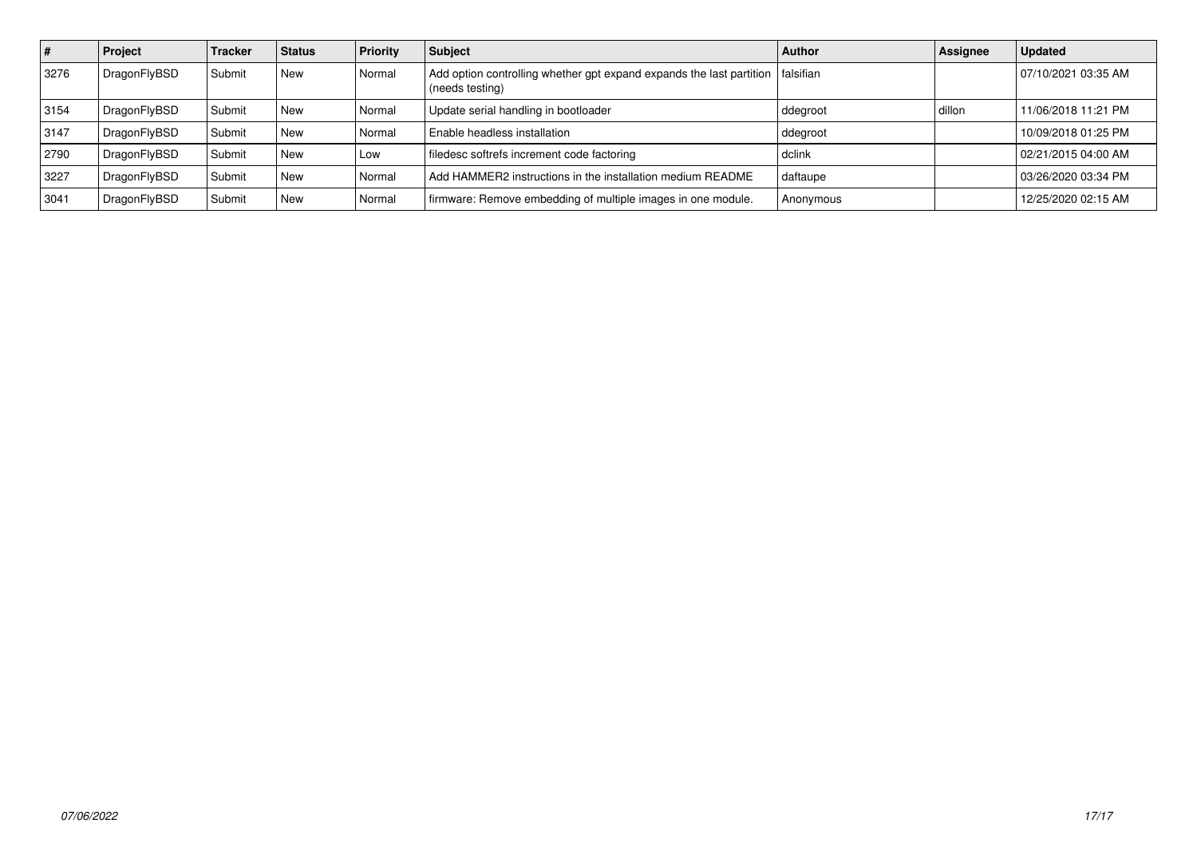| # | Project | Tracker | Status | Priority | Subject | Author | Assignee | Updated |
|---|---|---|---|---|---|---|---|---|
| 3276 | DragonFlyBSD | Submit | New | Normal | Add option controlling whether gpt expand expands the last partition (needs testing) | falsifian | | 07/10/2021 03:35 AM |
| 3154 | DragonFlyBSD | Submit | New | Normal | Update serial handling in bootloader | ddegroot | dillon | 11/06/2018 11:21 PM |
| 3147 | DragonFlyBSD | Submit | New | Normal | Enable headless installation | ddegroot | | 10/09/2018 01:25 PM |
| 2790 | DragonFlyBSD | Submit | New | Low | filedesc softrefs increment code factoring | dclink | | 02/21/2015 04:00 AM |
| 3227 | DragonFlyBSD | Submit | New | Normal | Add HAMMER2 instructions in the installation medium README | daftaupe | | 03/26/2020 03:34 PM |
| 3041 | DragonFlyBSD | Submit | New | Normal | firmware: Remove embedding of multiple images in one module. | Anonymous | | 12/25/2020 02:15 AM |

*07/06/2022*